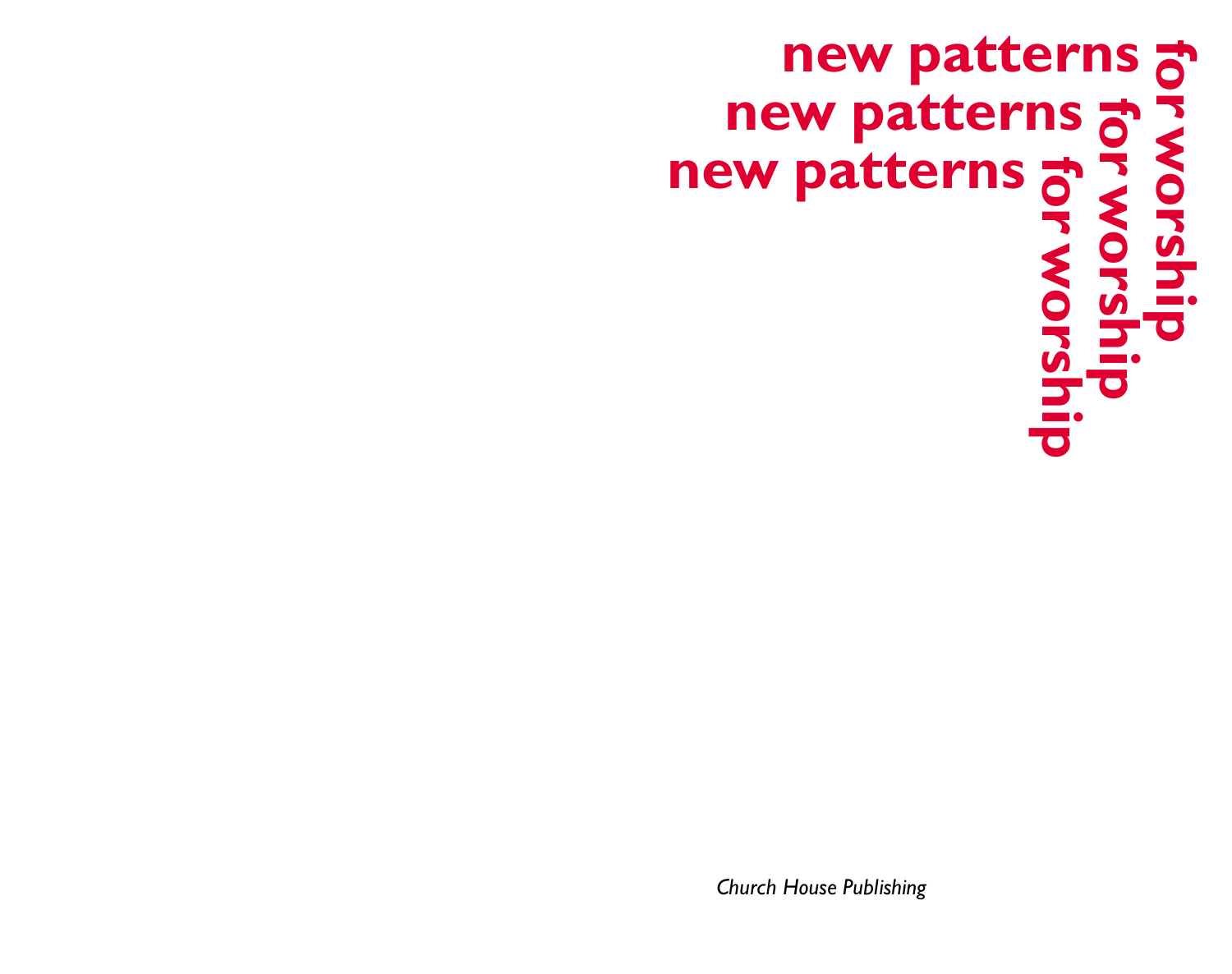# new patterns for worship

*Church House Publishing*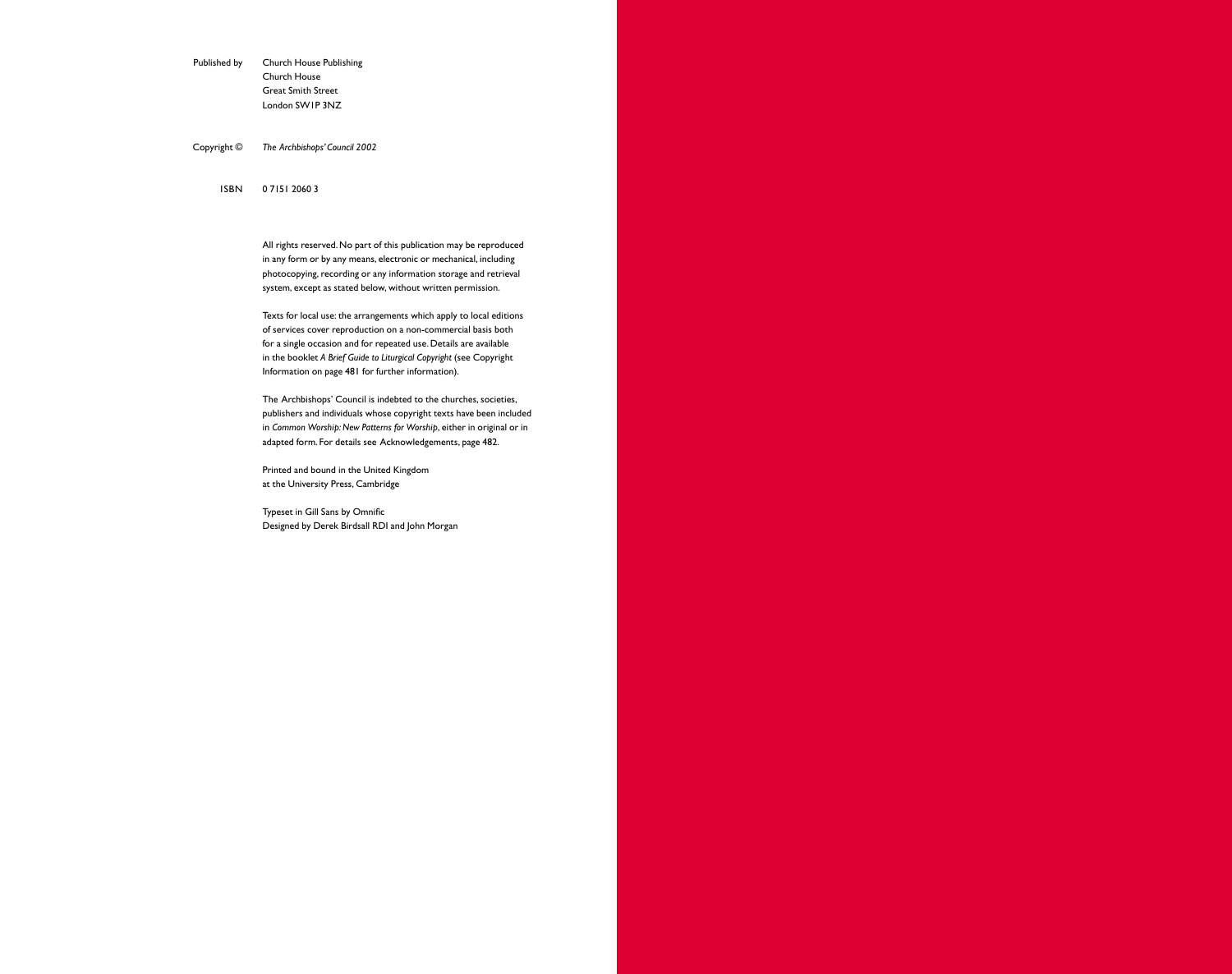Published by Church House Publishing
Church House
Great Smith Street
London SW1P 3NZ

Copyright © *The Archbishops' Council 2002*

ISBN 0 7151 2060 3

All rights reserved. No part of this publication may be reproduced in any form or by any means, electronic or mechanical, including photocopying, recording or any information storage and retrieval system, except as stated below, without written permission.

Texts for local use: the arrangements which apply to local editions of services cover reproduction on a non-commercial basis both for a single occasion and for repeated use. Details are available in the booklet *A Brief Guide to Liturgical Copyright* (see Copyright Information on page 481 for further information).

The Archbishops' Council is indebted to the churches, societies, publishers and individuals whose copyright texts have been included in *Common Worship: New Patterns for Worship*, either in original or in adapted form. For details see Acknowledgements, page 482.

Printed and bound in the United Kingdom
at the University Press, Cambridge

Typeset in Gill Sans by Omnific
Designed by Derek Birdsall RDI and John Morgan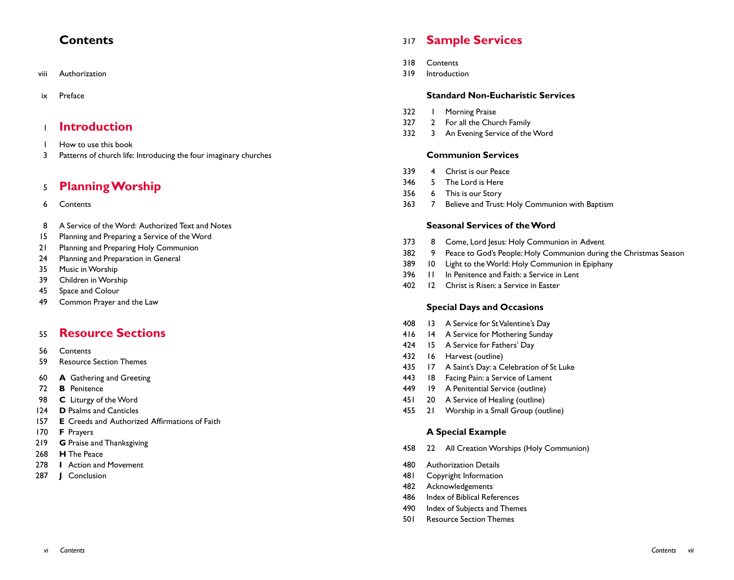# Contents

viii Authorization

ix Preface

## 1 Introduction

1 How to use this book
3 Patterns of church life: Introducing the four imaginary churches

## 5 Planning Worship

6 Contents

8 A Service of the Word: Authorized Text and Notes
15 Planning and Preparing a Service of the Word
21 Planning and Preparing Holy Communion
24 Planning and Preparation in General
35 Music in Worship
39 Children in Worship
45 Space and Colour
49 Common Prayer and the Law

## 55 Resource Sections

56 Contents
59 Resource Section Themes

60 **A** Gathering and Greeting
72 **B** Penitence
98 **C** Liturgy of the Word
124 **D** Psalms and Canticles
157 **E** Creeds and Authorized Affirmations of Faith
170 **F** Prayers
219 **G** Praise and Thanksgiving
268 **H** The Peace
278 **I** Action and Movement
287 **J** Conclusion

## 317 Sample Services

318 Contents
319 Introduction

### Standard Non-Eucharistic Services

322 1 Morning Praise
327 2 For all the Church Family
332 3 An Evening Service of the Word

### Communion Services

339 4 Christ is our Peace
346 5 The Lord is Here
356 6 This is our Story
363 7 Believe and Trust: Holy Communion with Baptism

### Seasonal Services of the Word

373 8 Come, Lord Jesus: Holy Communion in Advent
382 9 Peace to God's People: Holy Communion during the Christmas Season
389 10 Light to the World: Holy Communion in Epiphany
396 11 In Penitence and Faith: a Service in Lent
402 12 Christ is Risen: a Service in Easter

### Special Days and Occasions

408 13 A Service for St Valentine's Day
416 14 A Service for Mothering Sunday
424 15 A Service for Fathers' Day
432 16 Harvest (outline)
435 17 A Saint's Day: a Celebration of St Luke
443 18 Facing Pain: a Service of Lament
449 19 A Penitential Service (outline)
451 20 A Service of Healing (outline)
455 21 Worship in a Small Group (outline)

### A Special Example

458 22 All Creation Worships (Holy Communion)

480 Authorization Details
481 Copyright Information
482 Acknowledgements
486 Index of Biblical References
490 Index of Subjects and Themes
501 Resource Section Themes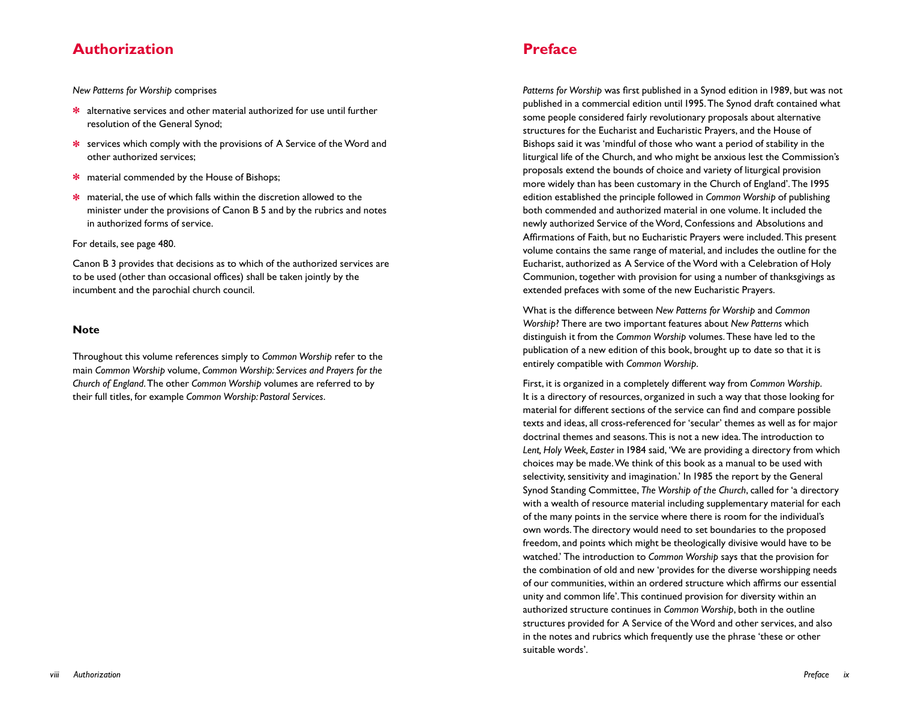# Authorization

*New Patterns for Worship* comprises

* alternative services and other material authorized for use until further resolution of the General Synod;
* services which comply with the provisions of A Service of the Word and other authorized services;
* material commended by the House of Bishops;
* material, the use of which falls within the discretion allowed to the minister under the provisions of Canon B 5 and by the rubrics and notes in authorized forms of service.

For details, see page 480.

Canon B 3 provides that decisions as to which of the authorized services are to be used (other than occasional offices) shall be taken jointly by the incumbent and the parochial church council.

### Note

Throughout this volume references simply to *Common Worship* refer to the main *Common Worship* volume, *Common Worship: Services and Prayers for the Church of England*. The other *Common Worship* volumes are referred to by their full titles, for example *Common Worship: Pastoral Services*.

# Preface

*Patterns for Worship* was first published in a Synod edition in 1989, but was not published in a commercial edition until 1995. The Synod draft contained what some people considered fairly revolutionary proposals about alternative structures for the Eucharist and Eucharistic Prayers, and the House of Bishops said it was 'mindful of those who want a period of stability in the liturgical life of the Church, and who might be anxious lest the Commission's proposals extend the bounds of choice and variety of liturgical provision more widely than has been customary in the Church of England'. The 1995 edition established the principle followed in *Common Worship* of publishing both commended and authorized material in one volume. It included the newly authorized Service of the Word, Confessions and Absolutions and Affirmations of Faith, but no Eucharistic Prayers were included. This present volume contains the same range of material, and includes the outline for the Eucharist, authorized as A Service of the Word with a Celebration of Holy Communion, together with provision for using a number of thanksgivings as extended prefaces with some of the new Eucharistic Prayers.

What is the difference between *New Patterns for Worship* and *Common Worship*? There are two important features about *New Patterns* which distinguish it from the *Common Worship* volumes. These have led to the publication of a new edition of this book, brought up to date so that it is entirely compatible with *Common Worship*.

First, it is organized in a completely different way from *Common Worship*. It is a directory of resources, organized in such a way that those looking for material for different sections of the service can find and compare possible texts and ideas, all cross-referenced for 'secular' themes as well as for major doctrinal themes and seasons. This is not a new idea. The introduction to *Lent, Holy Week, Easter* in 1984 said, 'We are providing a directory from which choices may be made. We think of this book as a manual to be used with selectivity, sensitivity and imagination.' In 1985 the report by the General Synod Standing Committee, *The Worship of the Church*, called for 'a directory with a wealth of resource material including supplementary material for each of the many points in the service where there is room for the individual's own words. The directory would need to set boundaries to the proposed freedom, and points which might be theologically divisive would have to be watched.' The introduction to *Common Worship* says that the provision for the combination of old and new 'provides for the diverse worshipping needs of our communities, within an ordered structure which affirms our essential unity and common life'. This continued provision for diversity within an authorized structure continues in *Common Worship*, both in the outline structures provided for A Service of the Word and other services, and also in the notes and rubrics which frequently use the phrase 'these or other suitable words'.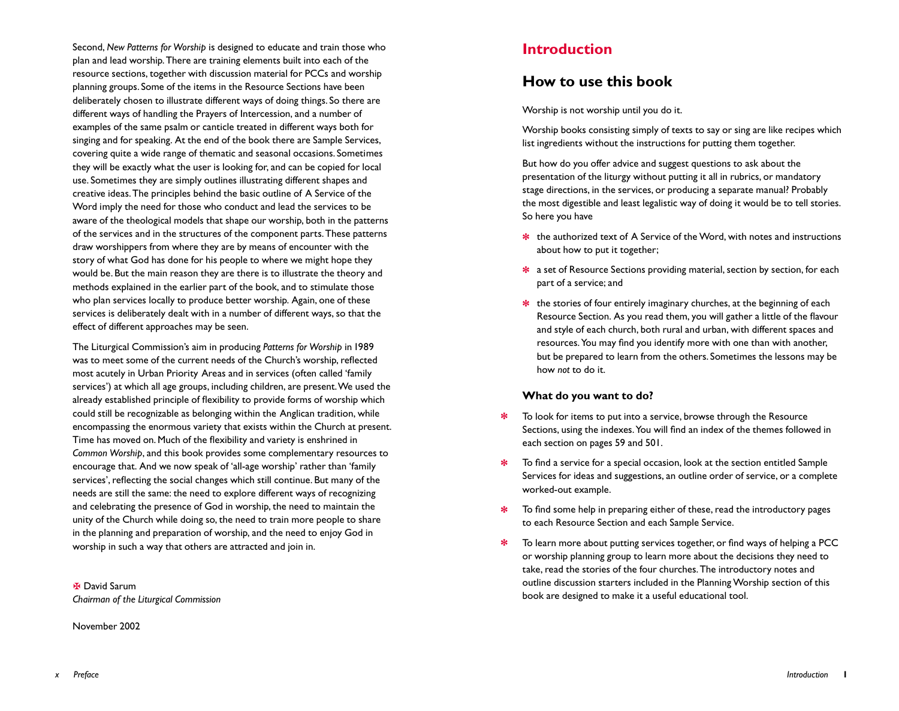Second, *New Patterns for Worship* is designed to educate and train those who plan and lead worship. There are training elements built into each of the resource sections, together with discussion material for PCCs and worship planning groups. Some of the items in the Resource Sections have been deliberately chosen to illustrate different ways of doing things. So there are different ways of handling the Prayers of Intercession, and a number of examples of the same psalm or canticle treated in different ways both for singing and for speaking. At the end of the book there are Sample Services, covering quite a wide range of thematic and seasonal occasions. Sometimes they will be exactly what the user is looking for, and can be copied for local use. Sometimes they are simply outlines illustrating different shapes and creative ideas. The principles behind the basic outline of A Service of the Word imply the need for those who conduct and lead the services to be aware of the theological models that shape our worship, both in the patterns of the services and in the structures of the component parts. These patterns draw worshippers from where they are by means of encounter with the story of what God has done for his people to where we might hope they would be. But the main reason they are there is to illustrate the theory and methods explained in the earlier part of the book, and to stimulate those who plan services locally to produce better worship. Again, one of these services is deliberately dealt with in a number of different ways, so that the effect of different approaches may be seen.

The Liturgical Commission's aim in producing *Patterns for Worship* in 1989 was to meet some of the current needs of the Church's worship, reflected most acutely in Urban Priority Areas and in services (often called 'family services') at which all age groups, including children, are present. We used the already established principle of flexibility to provide forms of worship which could still be recognizable as belonging within the Anglican tradition, while encompassing the enormous variety that exists within the Church at present. Time has moved on. Much of the flexibility and variety is enshrined in *Common Worship*, and this book provides some complementary resources to encourage that. And we now speak of 'all-age worship' rather than 'family services', reflecting the social changes which still continue. But many of the needs are still the same: the need to explore different ways of recognizing and celebrating the presence of God in worship, the need to maintain the unity of the Church while doing so, the need to train more people to share in the planning and preparation of worship, and the need to enjoy God in worship in such a way that others are attracted and join in.

✠ David Sarum
*Chairman of the Liturgical Commission*

November 2002

# Introduction

## How to use this book

Worship is not worship until you do it.

Worship books consisting simply of texts to say or sing are like recipes which list ingredients without the instructions for putting them together.

But how do you offer advice and suggest questions to ask about the presentation of the liturgy without putting it all in rubrics, or mandatory stage directions, in the services, or producing a separate manual? Probably the most digestible and least legalistic way of doing it would be to tell stories. So here you have

- the authorized text of A Service of the Word, with notes and instructions about how to put it together;
- a set of Resource Sections providing material, section by section, for each part of a service; and
- the stories of four entirely imaginary churches, at the beginning of each Resource Section. As you read them, you will gather a little of the flavour and style of each church, both rural and urban, with different spaces and resources. You may find you identify more with one than with another, but be prepared to learn from the others. Sometimes the lessons may be how *not* to do it.

### What do you want to do?

- To look for items to put into a service, browse through the Resource Sections, using the indexes. You will find an index of the themes followed in each section on pages 59 and 501.
- To find a service for a special occasion, look at the section entitled Sample Services for ideas and suggestions, an outline order of service, or a complete worked-out example.
- To find some help in preparing either of these, read the introductory pages to each Resource Section and each Sample Service.
- To learn more about putting services together, or find ways of helping a PCC or worship planning group to learn more about the decisions they need to take, read the stories of the four churches. The introductory notes and outline discussion starters included in the Planning Worship section of this book are designed to make it a useful educational tool.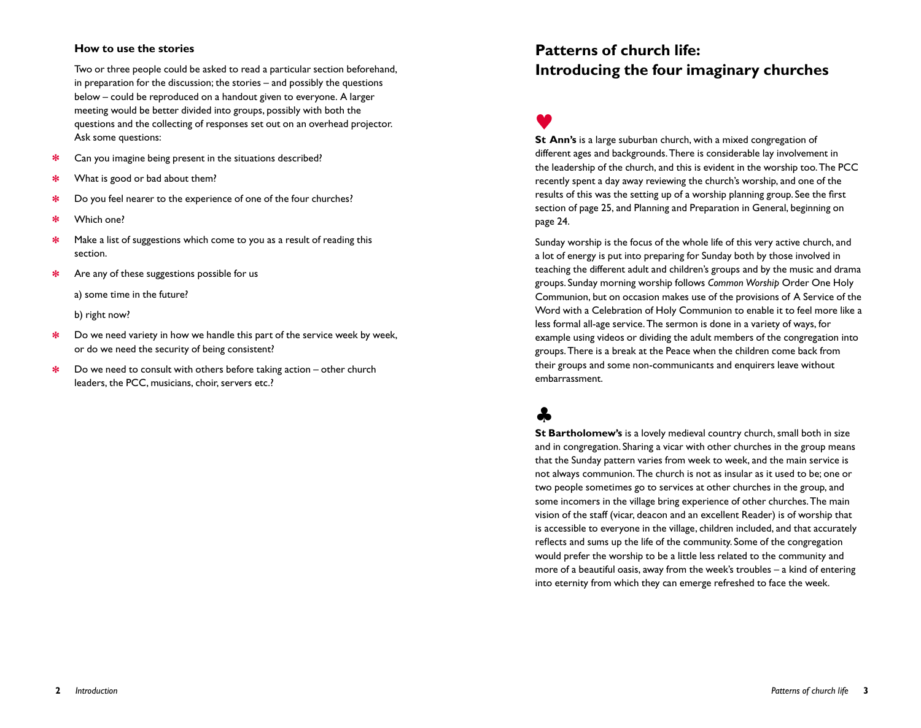### How to use the stories

Two or three people could be asked to read a particular section beforehand, in preparation for the discussion; the stories – and possibly the questions below – could be reproduced on a handout given to everyone. A larger meeting would be better divided into groups, possibly with both the questions and the collecting of responses set out on an overhead projector. Ask some questions:

- Can you imagine being present in the situations described?
- What is good or bad about them?
- Do you feel nearer to the experience of one of the four churches?
- Which one?
- Make a list of suggestions which come to you as a result of reading this section.
- Are any of these suggestions possible for us

  a) some time in the future?

  b) right now?
- Do we need variety in how we handle this part of the service week by week, or do we need the security of being consistent?
- Do we need to consult with others before taking action – other church leaders, the PCC, musicians, choir, servers etc.?

## Patterns of church life: Introducing the four imaginary churches

♥

**St Ann's** is a large suburban church, with a mixed congregation of different ages and backgrounds. There is considerable lay involvement in the leadership of the church, and this is evident in the worship too. The PCC recently spent a day away reviewing the church's worship, and one of the results of this was the setting up of a worship planning group. See the first section of page 25, and Planning and Preparation in General, beginning on page 24.

Sunday worship is the focus of the whole life of this very active church, and a lot of energy is put into preparing for Sunday both by those involved in teaching the different adult and children's groups and by the music and drama groups. Sunday morning worship follows *Common Worship* Order One Holy Communion, but on occasion makes use of the provisions of A Service of the Word with a Celebration of Holy Communion to enable it to feel more like a less formal all-age service. The sermon is done in a variety of ways, for example using videos or dividing the adult members of the congregation into groups. There is a break at the Peace when the children come back from their groups and some non-communicants and enquirers leave without embarrassment.

♣

**St Bartholomew's** is a lovely medieval country church, small both in size and in congregation. Sharing a vicar with other churches in the group means that the Sunday pattern varies from week to week, and the main service is not always communion. The church is not as insular as it used to be; one or two people sometimes go to services at other churches in the group, and some incomers in the village bring experience of other churches. The main vision of the staff (vicar, deacon and an excellent Reader) is of worship that is accessible to everyone in the village, children included, and that accurately reflects and sums up the life of the community. Some of the congregation would prefer the worship to be a little less related to the community and more of a beautiful oasis, away from the week's troubles – a kind of entering into eternity from which they can emerge refreshed to face the week.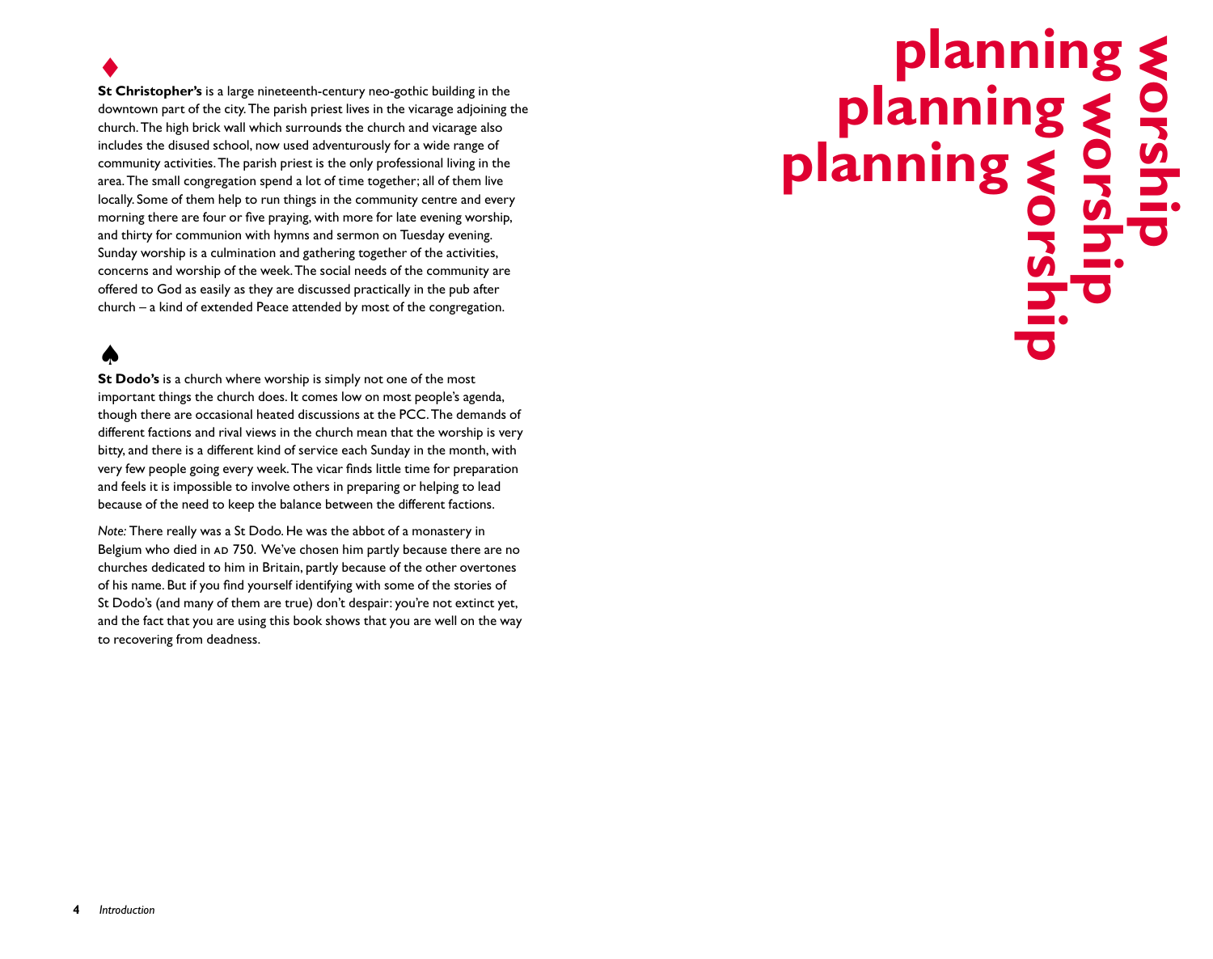♦

**St Christopher's** is a large nineteenth-century neo-gothic building in the downtown part of the city. The parish priest lives in the vicarage adjoining the church. The high brick wall which surrounds the church and vicarage also includes the disused school, now used adventurously for a wide range of community activities. The parish priest is the only professional living in the area. The small congregation spend a lot of time together; all of them live locally. Some of them help to run things in the community centre and every morning there are four or five praying, with more for late evening worship, and thirty for communion with hymns and sermon on Tuesday evening. Sunday worship is a culmination and gathering together of the activities, concerns and worship of the week. The social needs of the community are offered to God as easily as they are discussed practically in the pub after church – a kind of extended Peace attended by most of the congregation.

♠

**St Dodo's** is a church where worship is simply not one of the most important things the church does. It comes low on most people's agenda, though there are occasional heated discussions at the PCC. The demands of different factions and rival views in the church mean that the worship is very bitty, and there is a different kind of service each Sunday in the month, with very few people going every week. The vicar finds little time for preparation and feels it is impossible to involve others in preparing or helping to lead because of the need to keep the balance between the different factions.

*Note:* There really was a St Dodo. He was the abbot of a monastery in Belgium who died in AD 750. We've chosen him partly because there are no churches dedicated to him in Britain, partly because of the other overtones of his name. But if you find yourself identifying with some of the stories of St Dodo's (and many of them are true) don't despair: you're not extinct yet, and the fact that you are using this book shows that you are well on the way to recovering from deadness.

**planning worship**
**planning worship**
**planning worship**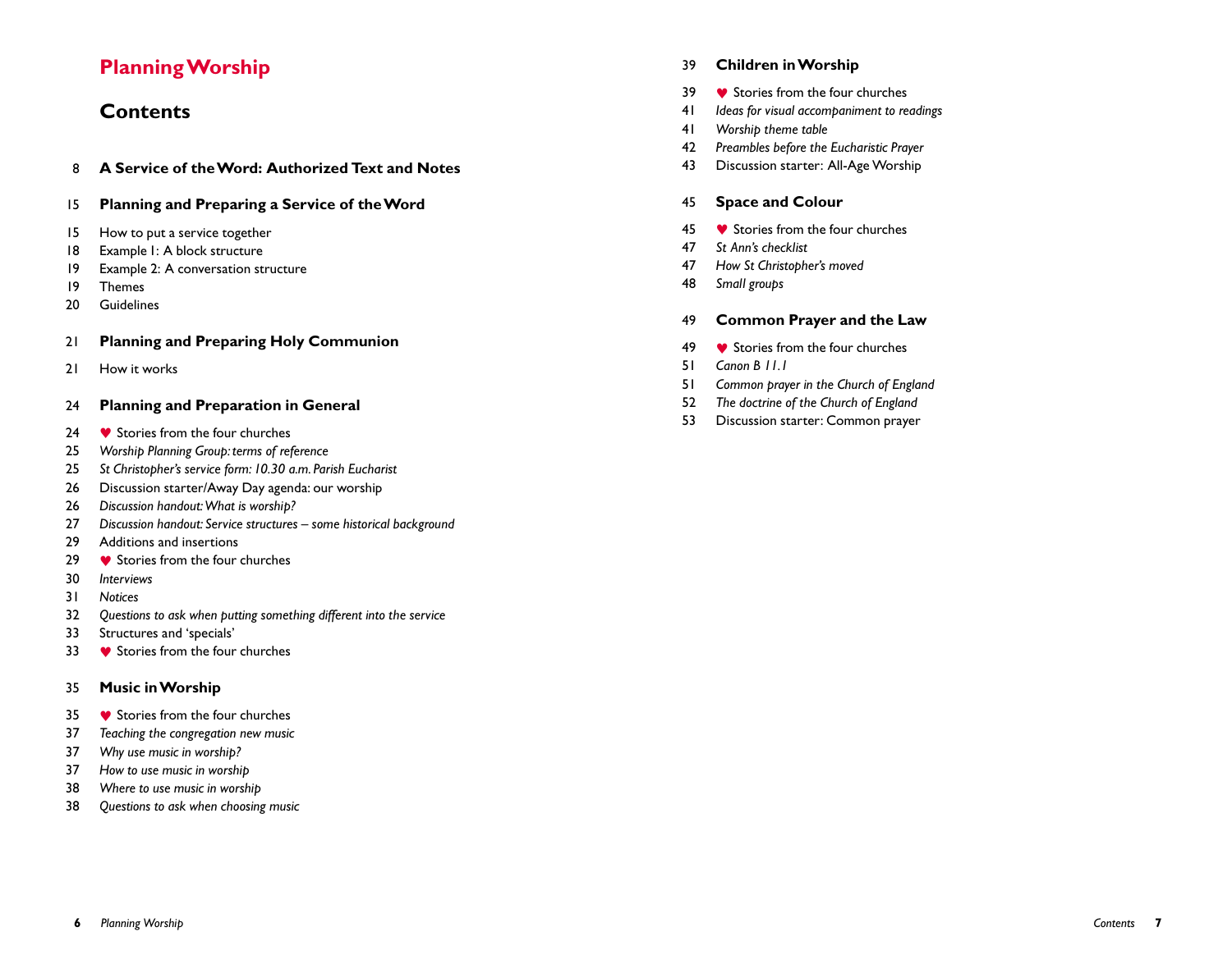# Planning Worship

## Contents

8 **A Service of the Word: Authorized Text and Notes**

15 **Planning and Preparing a Service of the Word**

15 How to put a service together
18 Example 1: A block structure
19 Example 2: A conversation structure
19 Themes
20 Guidelines

21 **Planning and Preparing Holy Communion**

21 How it works

24 **Planning and Preparation in General**

24 ♥ Stories from the four churches
25 *Worship Planning Group: terms of reference*
25 *St Christopher's service form: 10.30 a.m. Parish Eucharist*
26 Discussion starter/Away Day agenda: our worship
26 *Discussion handout: What is worship?*
27 *Discussion handout: Service structures – some historical background*
29 Additions and insertions
29 ♥ Stories from the four churches
30 *Interviews*
31 *Notices*
32 *Questions to ask when putting something different into the service*
33 Structures and 'specials'
33 ♥ Stories from the four churches

35 **Music in Worship**

35 ♥ Stories from the four churches
37 *Teaching the congregation new music*
37 *Why use music in worship?*
37 *How to use music in worship*
38 *Where to use music in worship*
38 *Questions to ask when choosing music*

39 **Children in Worship**

39 ♥ Stories from the four churches
41 *Ideas for visual accompaniment to readings*
41 *Worship theme table*
42 *Preambles before the Eucharistic Prayer*
43 Discussion starter: All-Age Worship

45 **Space and Colour**

45 ♥ Stories from the four churches
47 *St Ann's checklist*
47 *How St Christopher's moved*
48 *Small groups*

49 **Common Prayer and the Law**

49 ♥ Stories from the four churches
51 *Canon B 11.1*
51 *Common prayer in the Church of England*
52 *The doctrine of the Church of England*
53 Discussion starter: Common prayer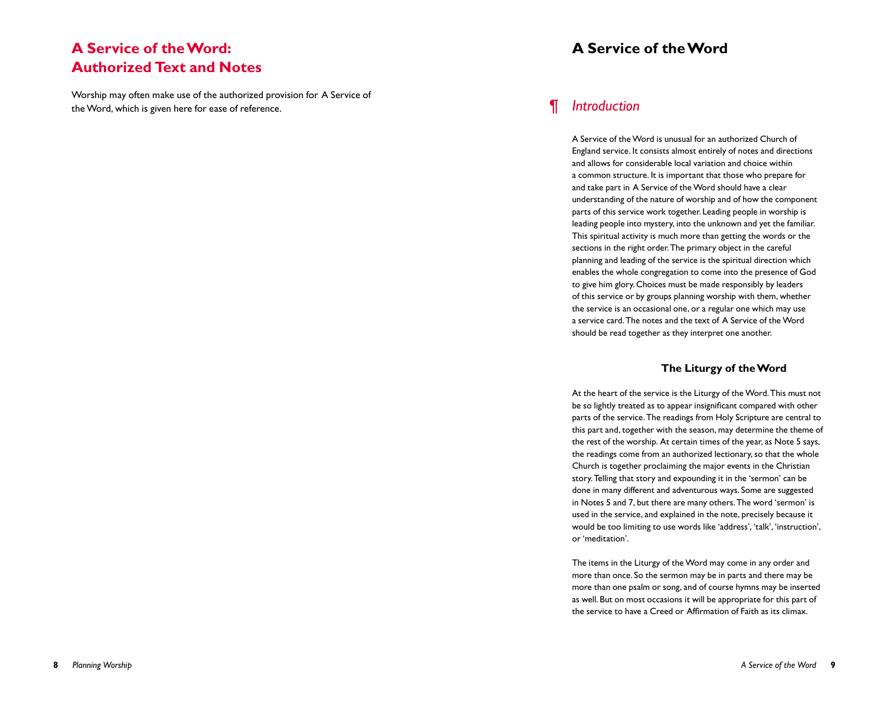# A Service of the Word: Authorized Text and Notes

Worship may often make use of the authorized provision for A Service of the Word, which is given here for ease of reference.

# A Service of the Word

## ¶ *Introduction*

A Service of the Word is unusual for an authorized Church of England service. It consists almost entirely of notes and directions and allows for considerable local variation and choice within a common structure. It is important that those who prepare for and take part in A Service of the Word should have a clear understanding of the nature of worship and of how the component parts of this service work together. Leading people in worship is leading people into mystery, into the unknown and yet the familiar. This spiritual activity is much more than getting the words or the sections in the right order. The primary object in the careful planning and leading of the service is the spiritual direction which enables the whole congregation to come into the presence of God to give him glory. Choices must be made responsibly by leaders of this service or by groups planning worship with them, whether the service is an occasional one, or a regular one which may use a service card. The notes and the text of A Service of the Word should be read together as they interpret one another.

### The Liturgy of the Word

At the heart of the service is the Liturgy of the Word. This must not be so lightly treated as to appear insignificant compared with other parts of the service. The readings from Holy Scripture are central to this part and, together with the season, may determine the theme of the rest of the worship. At certain times of the year, as Note 5 says, the readings come from an authorized lectionary, so that the whole Church is together proclaiming the major events in the Christian story. Telling that story and expounding it in the 'sermon' can be done in many different and adventurous ways. Some are suggested in Notes 5 and 7, but there are many others. The word 'sermon' is used in the service, and explained in the note, precisely because it would be too limiting to use words like 'address', 'talk', 'instruction', or 'meditation'.

The items in the Liturgy of the Word may come in any order and more than once. So the sermon may be in parts and there may be more than one psalm or song, and of course hymns may be inserted as well. But on most occasions it will be appropriate for this part of the service to have a Creed or Affirmation of Faith as its climax.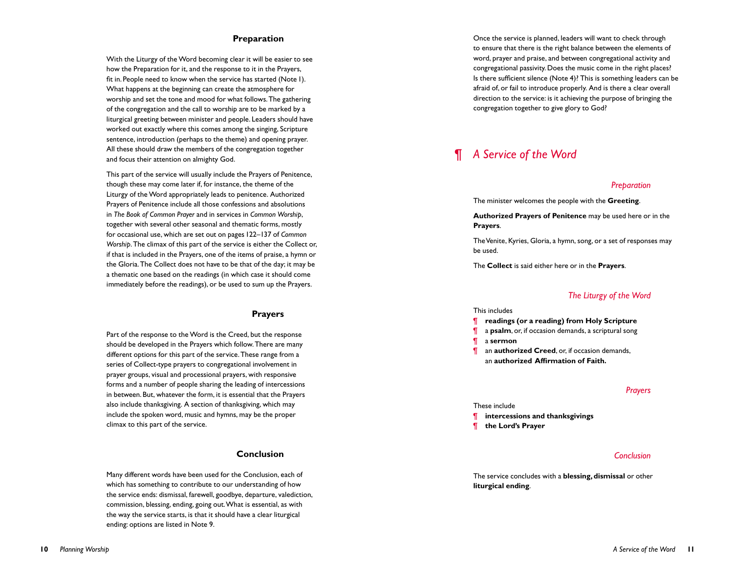## Preparation

With the Liturgy of the Word becoming clear it will be easier to see how the Preparation for it, and the response to it in the Prayers, fit in. People need to know when the service has started (Note 1). What happens at the beginning can create the atmosphere for worship and set the tone and mood for what follows. The gathering of the congregation and the call to worship are to be marked by a liturgical greeting between minister and people. Leaders should have worked out exactly where this comes among the singing, Scripture sentence, introduction (perhaps to the theme) and opening prayer. All these should draw the members of the congregation together and focus their attention on almighty God.

This part of the service will usually include the Prayers of Penitence, though these may come later if, for instance, the theme of the Liturgy of the Word appropriately leads to penitence. Authorized Prayers of Penitence include all those confessions and absolutions in *The Book of Common Prayer* and in services in *Common Worship*, together with several other seasonal and thematic forms, mostly for occasional use, which are set out on pages 122–137 of *Common Worship*. The climax of this part of the service is either the Collect or, if that is included in the Prayers, one of the items of praise, a hymn or the Gloria. The Collect does not have to be that of the day; it may be a thematic one based on the readings (in which case it should come immediately before the readings), or be used to sum up the Prayers.

## Prayers

Part of the response to the Word is the Creed, but the response should be developed in the Prayers which follow. There are many different options for this part of the service. These range from a series of Collect-type prayers to congregational involvement in prayer groups, visual and processional prayers, with responsive forms and a number of people sharing the leading of intercessions in between. But, whatever the form, it is essential that the Prayers also include thanksgiving. A section of thanksgiving, which may include the spoken word, music and hymns, may be the proper climax to this part of the service.

## Conclusion

Many different words have been used for the Conclusion, each of which has something to contribute to our understanding of how the service ends: dismissal, farewell, goodbye, departure, valediction, commission, blessing, ending, going out. What is essential, as with the way the service starts, is that it should have a clear liturgical ending: options are listed in Note 9.

Once the service is planned, leaders will want to check through to ensure that there is the right balance between the elements of word, prayer and praise, and between congregational activity and congregational passivity. Does the music come in the right places? Is there sufficient silence (Note 4)? This is something leaders can be afraid of, or fail to introduce properly. And is there a clear overall direction to the service: is it achieving the purpose of bringing the congregation together to give glory to God?

# ¶ *A Service of the Word*

### *Preparation*

The minister welcomes the people with the **Greeting**.

**Authorized Prayers of Penitence** may be used here or in the **Prayers**.

The Venite, Kyries, Gloria, a hymn, song, or a set of responses may be used.

The **Collect** is said either here or in the **Prayers**.

### *The Liturgy of the Word*

This includes

- ¶ **readings (or a reading) from Holy Scripture**
- ¶ a **psalm**, or, if occasion demands, a scriptural song
- ¶ a **sermon**
- ¶ an **authorized Creed**, or, if occasion demands, an **authorized Affirmation of Faith.**

### *Prayers*

These include

- ¶ **intercessions and thanksgivings**
- ¶ **the Lord's Prayer**

### *Conclusion*

The service concludes with a **blessing, dismissal** or other **liturgical ending**.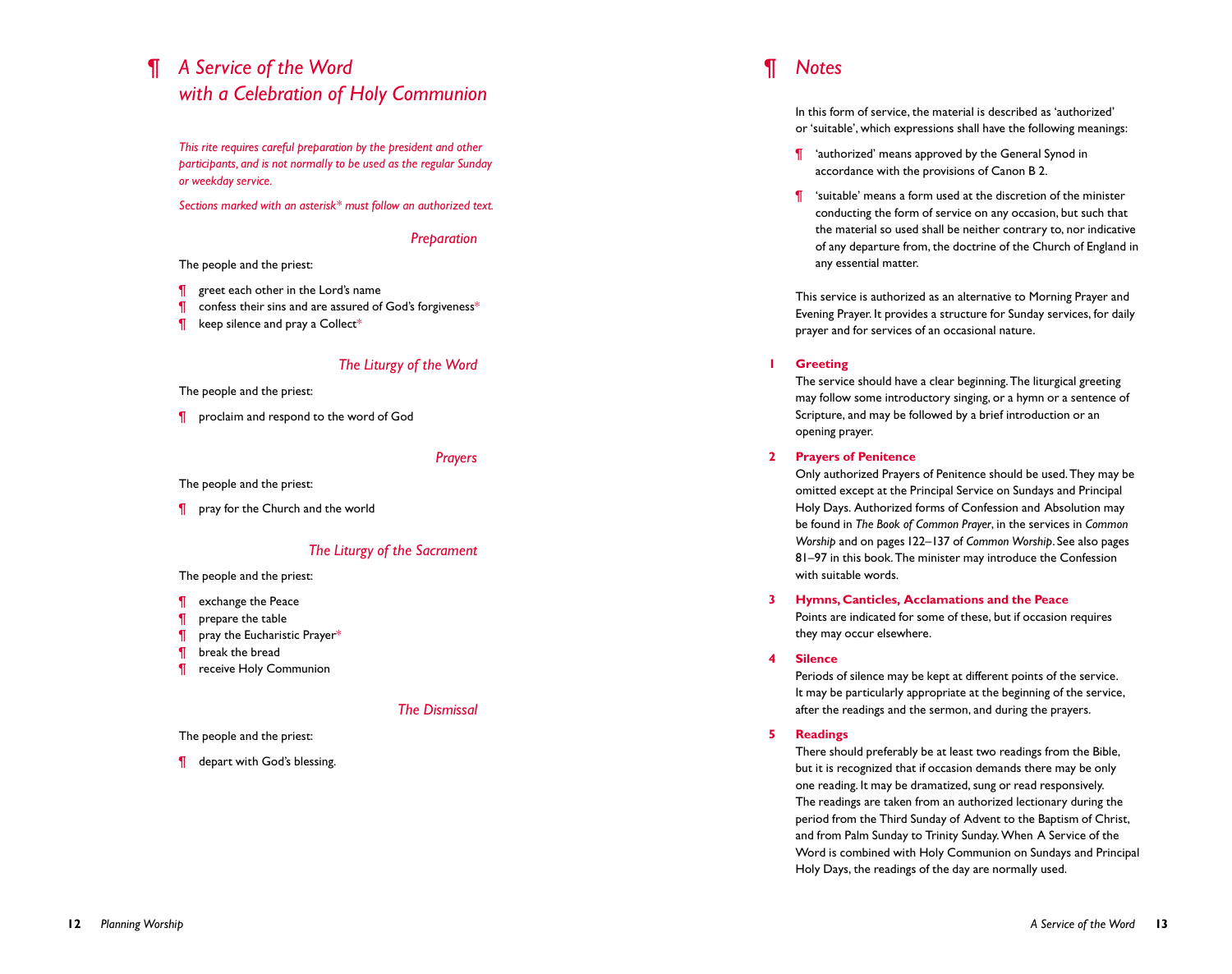# ¶ A Service of the Word with a Celebration of Holy Communion

*This rite requires careful preparation by the president and other participants, and is not normally to be used as the regular Sunday or weekday service.*

*Sections marked with an asterisk* must follow an authorized text.*

### *Preparation*

The people and the priest:

- ¶ greet each other in the Lord's name
- ¶ confess their sins and are assured of God's forgiveness*
- ¶ keep silence and pray a Collect*

### *The Liturgy of the Word*

The people and the priest:

- ¶ proclaim and respond to the word of God

### *Prayers*

The people and the priest:

- ¶ pray for the Church and the world

### *The Liturgy of the Sacrament*

The people and the priest:

- ¶ exchange the Peace
- ¶ prepare the table
- ¶ pray the Eucharistic Prayer*
- ¶ break the bread
- ¶ receive Holy Communion

### *The Dismissal*

The people and the priest:

- ¶ depart with God's blessing.

# ¶ Notes

In this form of service, the material is described as 'authorized' or 'suitable', which expressions shall have the following meanings:

- ¶ 'authorized' means approved by the General Synod in accordance with the provisions of Canon B 2.
- ¶ 'suitable' means a form used at the discretion of the minister conducting the form of service on any occasion, but such that the material so used shall be neither contrary to, nor indicative of any departure from, the doctrine of the Church of England in any essential matter.

This service is authorized as an alternative to Morning Prayer and Evening Prayer. It provides a structure for Sunday services, for daily prayer and for services of an occasional nature.

**1 Greeting**
The service should have a clear beginning. The liturgical greeting may follow some introductory singing, or a hymn or a sentence of Scripture, and may be followed by a brief introduction or an opening prayer.

**2 Prayers of Penitence**
Only authorized Prayers of Penitence should be used. They may be omitted except at the Principal Service on Sundays and Principal Holy Days. Authorized forms of Confession and Absolution may be found in *The Book of Common Prayer*, in the services in *Common Worship* and on pages 122–137 of *Common Worship*. See also pages 81–97 in this book. The minister may introduce the Confession with suitable words.

**3 Hymns, Canticles, Acclamations and the Peace**
Points are indicated for some of these, but if occasion requires they may occur elsewhere.

**4 Silence**
Periods of silence may be kept at different points of the service. It may be particularly appropriate at the beginning of the service, after the readings and the sermon, and during the prayers.

**5 Readings**
There should preferably be at least two readings from the Bible, but it is recognized that if occasion demands there may be only one reading. It may be dramatized, sung or read responsively. The readings are taken from an authorized lectionary during the period from the Third Sunday of Advent to the Baptism of Christ, and from Palm Sunday to Trinity Sunday. When A Service of the Word is combined with Holy Communion on Sundays and Principal Holy Days, the readings of the day are normally used.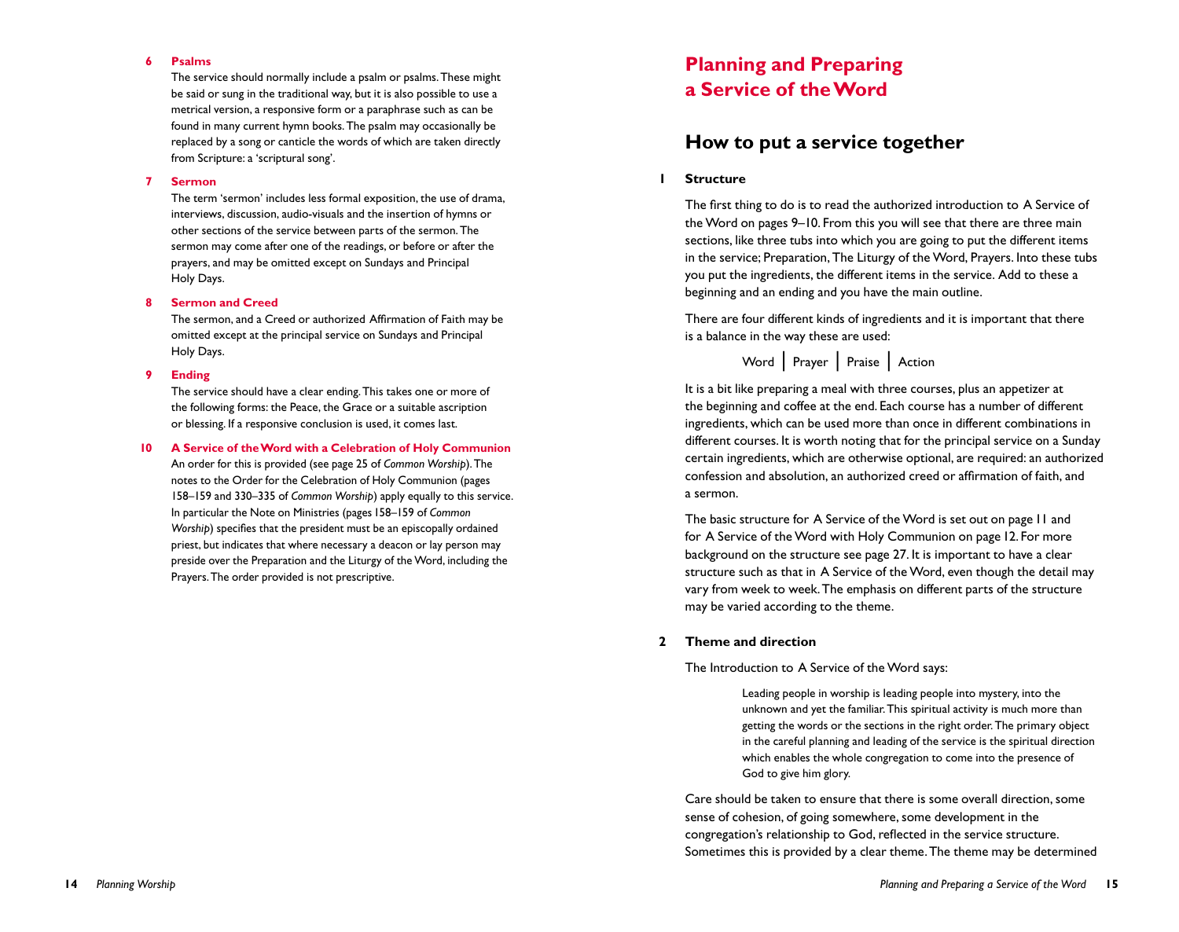**6 Psalms**

The service should normally include a psalm or psalms. These might be said or sung in the traditional way, but it is also possible to use a metrical version, a responsive form or a paraphrase such as can be found in many current hymn books. The psalm may occasionally be replaced by a song or canticle the words of which are taken directly from Scripture: a 'scriptural song'.

**7 Sermon**

The term 'sermon' includes less formal exposition, the use of drama, interviews, discussion, audio-visuals and the insertion of hymns or other sections of the service between parts of the sermon. The sermon may come after one of the readings, or before or after the prayers, and may be omitted except on Sundays and Principal Holy Days.

**8 Sermon and Creed**

The sermon, and a Creed or authorized Affirmation of Faith may be omitted except at the principal service on Sundays and Principal Holy Days.

**9 Ending**

The service should have a clear ending. This takes one or more of the following forms: the Peace, the Grace or a suitable ascription or blessing. If a responsive conclusion is used, it comes last.

**10 A Service of the Word with a Celebration of Holy Communion**

An order for this is provided (see page 25 of *Common Worship*). The notes to the Order for the Celebration of Holy Communion (pages 158–159 and 330–335 of *Common Worship*) apply equally to this service. In particular the Note on Ministries (pages 158–159 of *Common Worship*) specifies that the president must be an episcopally ordained priest, but indicates that where necessary a deacon or lay person may preside over the Preparation and the Liturgy of the Word, including the Prayers. The order provided is not prescriptive.

# Planning and Preparing a Service of the Word

## How to put a service together

### 1 Structure

The first thing to do is to read the authorized introduction to A Service of the Word on pages 9–10. From this you will see that there are three main sections, like three tubs into which you are going to put the different items in the service; Preparation, The Liturgy of the Word, Prayers. Into these tubs you put the ingredients, the different items in the service. Add to these a beginning and an ending and you have the main outline.

There are four different kinds of ingredients and it is important that there is a balance in the way these are used:

Word | Prayer | Praise | Action

It is a bit like preparing a meal with three courses, plus an appetizer at the beginning and coffee at the end. Each course has a number of different ingredients, which can be used more than once in different combinations in different courses. It is worth noting that for the principal service on a Sunday certain ingredients, which are otherwise optional, are required: an authorized confession and absolution, an authorized creed or affirmation of faith, and a sermon.

The basic structure for A Service of the Word is set out on page 11 and for A Service of the Word with Holy Communion on page 12. For more background on the structure see page 27. It is important to have a clear structure such as that in A Service of the Word, even though the detail may vary from week to week. The emphasis on different parts of the structure may be varied according to the theme.

### 2 Theme and direction

The Introduction to A Service of the Word says:

> Leading people in worship is leading people into mystery, into the unknown and yet the familiar. This spiritual activity is much more than getting the words or the sections in the right order. The primary object in the careful planning and leading of the service is the spiritual direction which enables the whole congregation to come into the presence of God to give him glory.

Care should be taken to ensure that there is some overall direction, some sense of cohesion, of going somewhere, some development in the congregation's relationship to God, reflected in the service structure. Sometimes this is provided by a clear theme. The theme may be determined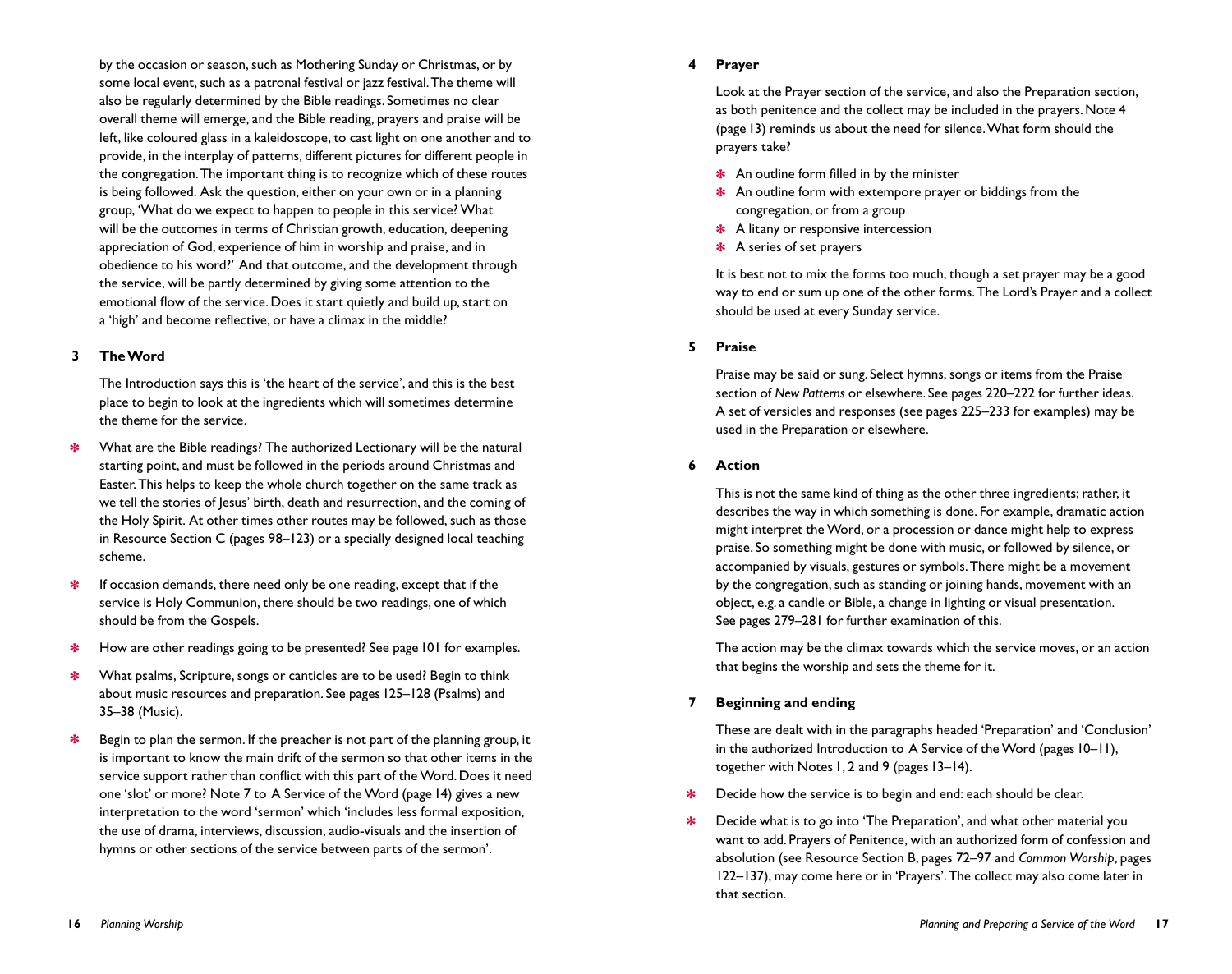by the occasion or season, such as Mothering Sunday or Christmas, or by some local event, such as a patronal festival or jazz festival. The theme will also be regularly determined by the Bible readings. Sometimes no clear overall theme will emerge, and the Bible reading, prayers and praise will be left, like coloured glass in a kaleidoscope, to cast light on one another and to provide, in the interplay of patterns, different pictures for different people in the congregation. The important thing is to recognize which of these routes is being followed. Ask the question, either on your own or in a planning group, 'What do we expect to happen to people in this service? What will be the outcomes in terms of Christian growth, education, deepening appreciation of God, experience of him in worship and praise, and in obedience to his word?' And that outcome, and the development through the service, will be partly determined by giving some attention to the emotional flow of the service. Does it start quietly and build up, start on a 'high' and become reflective, or have a climax in the middle?

### 3 The Word

The Introduction says this is 'the heart of the service', and this is the best place to begin to look at the ingredients which will sometimes determine the theme for the service.

- What are the Bible readings? The authorized Lectionary will be the natural starting point, and must be followed in the periods around Christmas and Easter. This helps to keep the whole church together on the same track as we tell the stories of Jesus' birth, death and resurrection, and the coming of the Holy Spirit. At other times other routes may be followed, such as those in Resource Section C (pages 98–123) or a specially designed local teaching scheme.
- If occasion demands, there need only be one reading, except that if the service is Holy Communion, there should be two readings, one of which should be from the Gospels.
- How are other readings going to be presented? See page 101 for examples.
- What psalms, Scripture, songs or canticles are to be used? Begin to think about music resources and preparation. See pages 125–128 (Psalms) and 35–38 (Music).
- Begin to plan the sermon. If the preacher is not part of the planning group, it is important to know the main drift of the sermon so that other items in the service support rather than conflict with this part of the Word. Does it need one 'slot' or more? Note 7 to A Service of the Word (page 14) gives a new interpretation to the word 'sermon' which 'includes less formal exposition, the use of drama, interviews, discussion, audio-visuals and the insertion of hymns or other sections of the service between parts of the sermon'.

### 4 Prayer

Look at the Prayer section of the service, and also the Preparation section, as both penitence and the collect may be included in the prayers. Note 4 (page 13) reminds us about the need for silence. What form should the prayers take?

- An outline form filled in by the minister
- An outline form with extempore prayer or biddings from the congregation, or from a group
- A litany or responsive intercession
- A series of set prayers

It is best not to mix the forms too much, though a set prayer may be a good way to end or sum up one of the other forms. The Lord's Prayer and a collect should be used at every Sunday service.

### 5 Praise

Praise may be said or sung. Select hymns, songs or items from the Praise section of *New Patterns* or elsewhere. See pages 220–222 for further ideas. A set of versicles and responses (see pages 225–233 for examples) may be used in the Preparation or elsewhere.

### 6 Action

This is not the same kind of thing as the other three ingredients; rather, it describes the way in which something is done. For example, dramatic action might interpret the Word, or a procession or dance might help to express praise. So something might be done with music, or followed by silence, or accompanied by visuals, gestures or symbols. There might be a movement by the congregation, such as standing or joining hands, movement with an object, e.g. a candle or Bible, a change in lighting or visual presentation. See pages 279–281 for further examination of this.

The action may be the climax towards which the service moves, or an action that begins the worship and sets the theme for it.

### 7 Beginning and ending

These are dealt with in the paragraphs headed 'Preparation' and 'Conclusion' in the authorized Introduction to A Service of the Word (pages 10–11), together with Notes 1, 2 and 9 (pages 13–14).

- Decide how the service is to begin and end: each should be clear.
- Decide what is to go into 'The Preparation', and what other material you want to add. Prayers of Penitence, with an authorized form of confession and absolution (see Resource Section B, pages 72–97 and *Common Worship*, pages 122–137), may come here or in 'Prayers'. The collect may also come later in that section.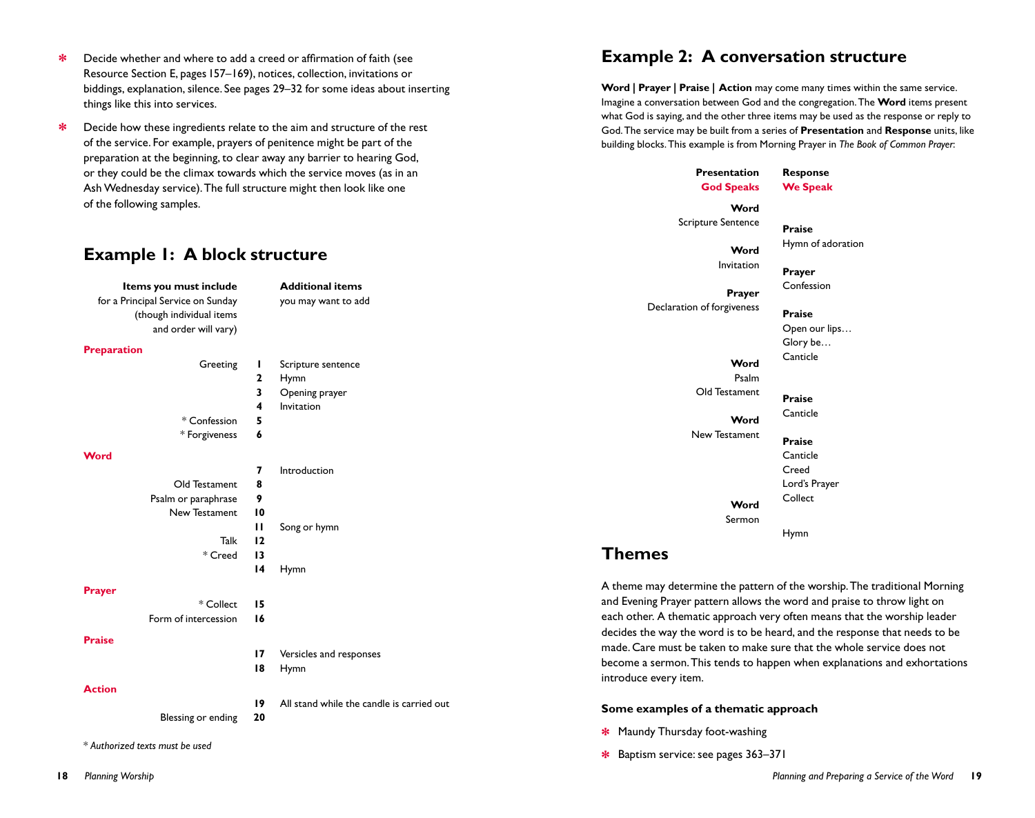* Decide whether and where to add a creed or affirmation of faith (see Resource Section E, pages 157–169), notices, collection, invitations or biddings, explanation, silence. See pages 29–32 for some ideas about inserting things like this into services.
* Decide how these ingredients relate to the aim and structure of the rest of the service. For example, prayers of penitence might be part of the preparation at the beginning, to clear away any barrier to hearing God, or they could be the climax towards which the service moves (as in an Ash Wednesday service). The full structure might then look like one of the following samples.

## Example 1: A block structure

| **Items you must include** for a Principal Service on Sunday (though individual items and order will vary) | | **Additional items** you may want to add |
|---|---|---|
| **Preparation** | | |
| Greeting | 1 | Scripture sentence |
| | 2 | Hymn |
| | 3 | Opening prayer |
| | 4 | Invitation |
| * Confession | 5 | |
| * Forgiveness | 6 | |
| **Word** | | |
| | 7 | Introduction |
| Old Testament | 8 | |
| Psalm or paraphrase | 9 | |
| New Testament | 10 | |
| | 11 | Song or hymn |
| Talk | 12 | |
| * Creed | 13 | |
| | 14 | Hymn |
| **Prayer** | | |
| * Collect | 15 | |
| Form of intercession | 16 | |
| **Praise** | | |
| | 17 | Versicles and responses |
| | 18 | Hymn |
| **Action** | | |
| | 19 | All stand while the candle is carried out |
| Blessing or ending | 20 | |

*\* Authorized texts must be used*

## Example 2: A conversation structure

**Word | Prayer | Praise | Action** may come many times within the same service. Imagine a conversation between God and the congregation. The **Word** items present what God is saying, and the other three items may be used as the response or reply to God. The service may be built from a series of **Presentation** and **Response** units, like building blocks. This example is from Morning Prayer in *The Book of Common Prayer*:

| **Presentation** **God Speaks** | **Response** **We Speak** |
|---|---|
| **Word** Scripture Sentence | |
| | **Praise** Hymn of adoration |
| **Word** Invitation | |
| | **Prayer** Confession |
| **Prayer** Declaration of forgiveness | |
| | **Praise** Open our lips… Glory be… Canticle |
| **Word** Psalm Old Testament | |
| | **Praise** Canticle |
| **Word** New Testament | |
| | **Praise** Canticle Creed Lord's Prayer Collect |
| **Word** Sermon | |
| | Hymn |

## Themes

A theme may determine the pattern of the worship. The traditional Morning and Evening Prayer pattern allows the word and praise to throw light on each other. A thematic approach very often means that the worship leader decides the way the word is to be heard, and the response that needs to be made. Care must be taken to make sure that the whole service does not become a sermon. This tends to happen when explanations and exhortations introduce every item.

### Some examples of a thematic approach

* Maundy Thursday foot-washing
* Baptism service: see pages 363–371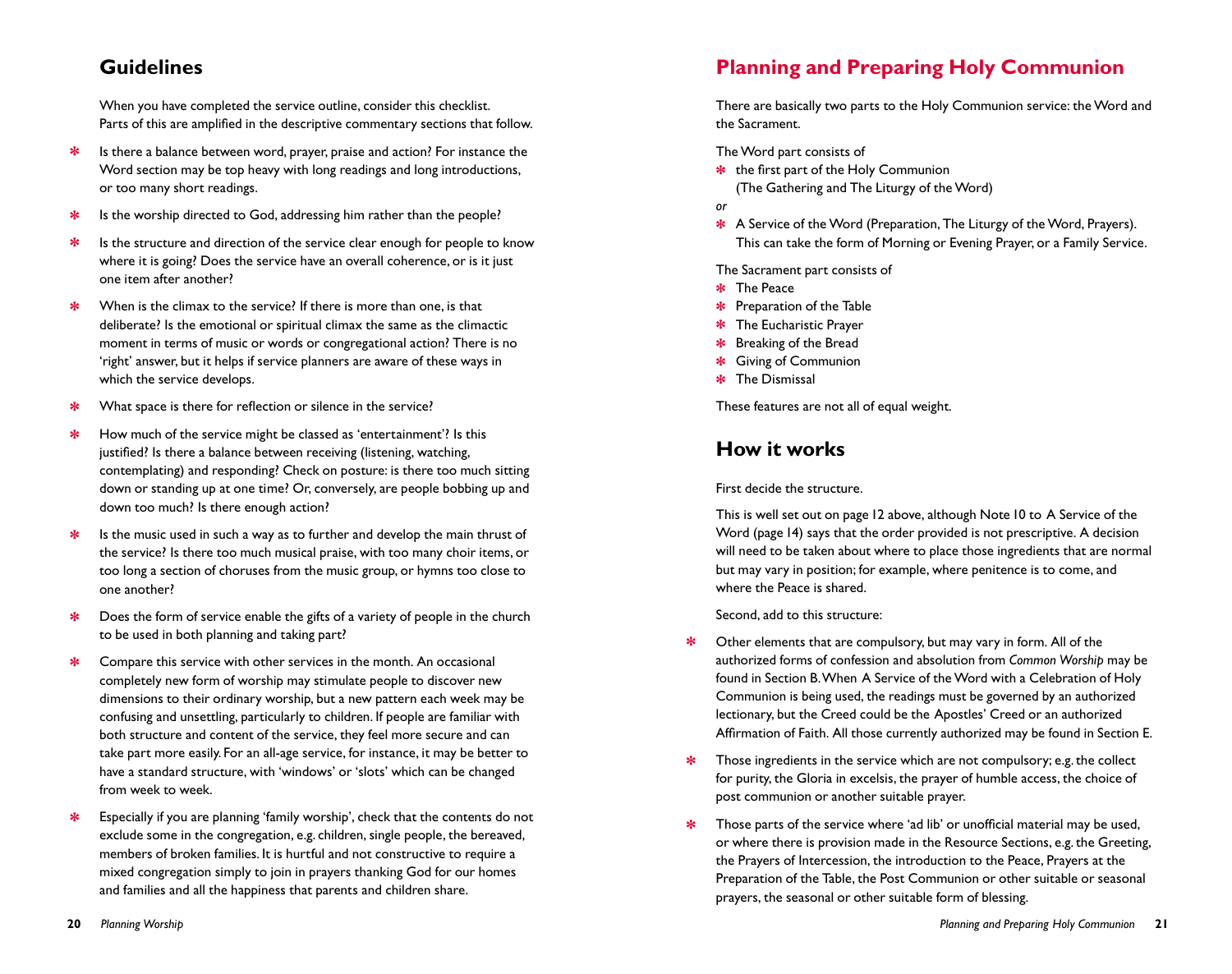## Guidelines

When you have completed the service outline, consider this checklist. Parts of this are amplified in the descriptive commentary sections that follow.

- Is there a balance between word, prayer, praise and action? For instance the Word section may be top heavy with long readings and long introductions, or too many short readings.
- Is the worship directed to God, addressing him rather than the people?
- Is the structure and direction of the service clear enough for people to know where it is going? Does the service have an overall coherence, or is it just one item after another?
- When is the climax to the service? If there is more than one, is that deliberate? Is the emotional or spiritual climax the same as the climactic moment in terms of music or words or congregational action? There is no 'right' answer, but it helps if service planners are aware of these ways in which the service develops.
- What space is there for reflection or silence in the service?
- How much of the service might be classed as 'entertainment'? Is this justified? Is there a balance between receiving (listening, watching, contemplating) and responding? Check on posture: is there too much sitting down or standing up at one time? Or, conversely, are people bobbing up and down too much? Is there enough action?
- Is the music used in such a way as to further and develop the main thrust of the service? Is there too much musical praise, with too many choir items, or too long a section of choruses from the music group, or hymns too close to one another?
- Does the form of service enable the gifts of a variety of people in the church to be used in both planning and taking part?
- Compare this service with other services in the month. An occasional completely new form of worship may stimulate people to discover new dimensions to their ordinary worship, but a new pattern each week may be confusing and unsettling, particularly to children. If people are familiar with both structure and content of the service, they feel more secure and can take part more easily. For an all-age service, for instance, it may be better to have a standard structure, with 'windows' or 'slots' which can be changed from week to week.
- Especially if you are planning 'family worship', check that the contents do not exclude some in the congregation, e.g. children, single people, the bereaved, members of broken families. It is hurtful and not constructive to require a mixed congregation simply to join in prayers thanking God for our homes and families and all the happiness that parents and children share.

## Planning and Preparing Holy Communion

There are basically two parts to the Holy Communion service: the Word and the Sacrament.

The Word part consists of

- the first part of the Holy Communion (The Gathering and The Liturgy of the Word)

*or*

- A Service of the Word (Preparation, The Liturgy of the Word, Prayers). This can take the form of Morning or Evening Prayer, or a Family Service.

The Sacrament part consists of

- The Peace
- Preparation of the Table
- The Eucharistic Prayer
- Breaking of the Bread
- Giving of Communion
- The Dismissal

These features are not all of equal weight.

## How it works

First decide the structure.

This is well set out on page 12 above, although Note 10 to A Service of the Word (page 14) says that the order provided is not prescriptive. A decision will need to be taken about where to place those ingredients that are normal but may vary in position; for example, where penitence is to come, and where the Peace is shared.

Second, add to this structure:

- Other elements that are compulsory, but may vary in form. All of the authorized forms of confession and absolution from *Common Worship* may be found in Section B. When A Service of the Word with a Celebration of Holy Communion is being used, the readings must be governed by an authorized lectionary, but the Creed could be the Apostles' Creed or an authorized Affirmation of Faith. All those currently authorized may be found in Section E.
- Those ingredients in the service which are not compulsory; e.g. the collect for purity, the Gloria in excelsis, the prayer of humble access, the choice of post communion or another suitable prayer.
- Those parts of the service where 'ad lib' or unofficial material may be used, or where there is provision made in the Resource Sections, e.g. the Greeting, the Prayers of Intercession, the introduction to the Peace, Prayers at the Preparation of the Table, the Post Communion or other suitable or seasonal prayers, the seasonal or other suitable form of blessing.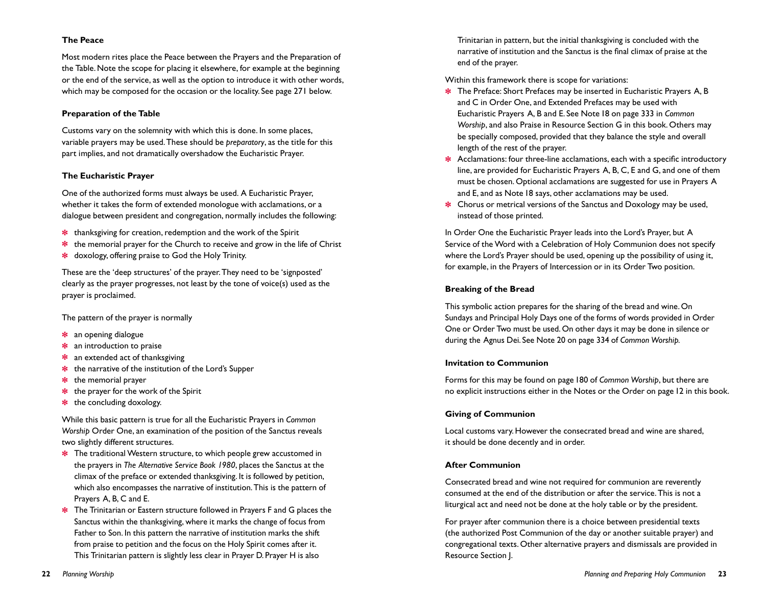**The Peace**

Most modern rites place the Peace between the Prayers and the Preparation of the Table. Note the scope for placing it elsewhere, for example at the beginning or the end of the service, as well as the option to introduce it with other words, which may be composed for the occasion or the locality. See page 271 below.

**Preparation of the Table**

Customs vary on the solemnity with which this is done. In some places, variable prayers may be used. These should be *preparatory*, as the title for this part implies, and not dramatically overshadow the Eucharistic Prayer.

**The Eucharistic Prayer**

One of the authorized forms must always be used. A Eucharistic Prayer, whether it takes the form of extended monologue with acclamations, or a dialogue between president and congregation, normally includes the following:

- thanksgiving for creation, redemption and the work of the Spirit
- the memorial prayer for the Church to receive and grow in the life of Christ
- doxology, offering praise to God the Holy Trinity.

These are the 'deep structures' of the prayer. They need to be 'signposted' clearly as the prayer progresses, not least by the tone of voice(s) used as the prayer is proclaimed.

The pattern of the prayer is normally

- an opening dialogue
- an introduction to praise
- an extended act of thanksgiving
- the narrative of the institution of the Lord's Supper
- the memorial prayer
- the prayer for the work of the Spirit
- the concluding doxology.

While this basic pattern is true for all the Eucharistic Prayers in *Common Worship* Order One, an examination of the position of the Sanctus reveals two slightly different structures.

- The traditional Western structure, to which people grew accustomed in the prayers in *The Alternative Service Book 1980*, places the Sanctus at the climax of the preface or extended thanksgiving. It is followed by petition, which also encompasses the narrative of institution. This is the pattern of Prayers A, B, C and E.
- The Trinitarian or Eastern structure followed in Prayers F and G places the Sanctus within the thanksgiving, where it marks the change of focus from Father to Son. In this pattern the narrative of institution marks the shift from praise to petition and the focus on the Holy Spirit comes after it. This Trinitarian pattern is slightly less clear in Prayer D. Prayer H is also Trinitarian in pattern, but the initial thanksgiving is concluded with the narrative of institution and the Sanctus is the final climax of praise at the end of the prayer.

Within this framework there is scope for variations:

- The Preface: Short Prefaces may be inserted in Eucharistic Prayers A, B and C in Order One, and Extended Prefaces may be used with Eucharistic Prayers A, B and E. See Note 18 on page 333 in *Common Worship*, and also Praise in Resource Section G in this book. Others may be specially composed, provided that they balance the style and overall length of the rest of the prayer.
- Acclamations: four three-line acclamations, each with a specific introductory line, are provided for Eucharistic Prayers A, B, C, E and G, and one of them must be chosen. Optional acclamations are suggested for use in Prayers A and E, and as Note 18 says, other acclamations may be used.
- Chorus or metrical versions of the Sanctus and Doxology may be used, instead of those printed.

In Order One the Eucharistic Prayer leads into the Lord's Prayer, but A Service of the Word with a Celebration of Holy Communion does not specify where the Lord's Prayer should be used, opening up the possibility of using it, for example, in the Prayers of Intercession or in its Order Two position.

**Breaking of the Bread**

This symbolic action prepares for the sharing of the bread and wine. On Sundays and Principal Holy Days one of the forms of words provided in Order One or Order Two must be used. On other days it may be done in silence or during the Agnus Dei. See Note 20 on page 334 of *Common Worship*.

**Invitation to Communion**

Forms for this may be found on page 180 of *Common Worship*, but there are no explicit instructions either in the Notes or the Order on page 12 in this book.

**Giving of Communion**

Local customs vary. However the consecrated bread and wine are shared, it should be done decently and in order.

**After Communion**

Consecrated bread and wine not required for communion are reverently consumed at the end of the distribution or after the service. This is not a liturgical act and need not be done at the holy table or by the president.

For prayer after communion there is a choice between presidential texts (the authorized Post Communion of the day or another suitable prayer) and congregational texts. Other alternative prayers and dismissals are provided in Resource Section J.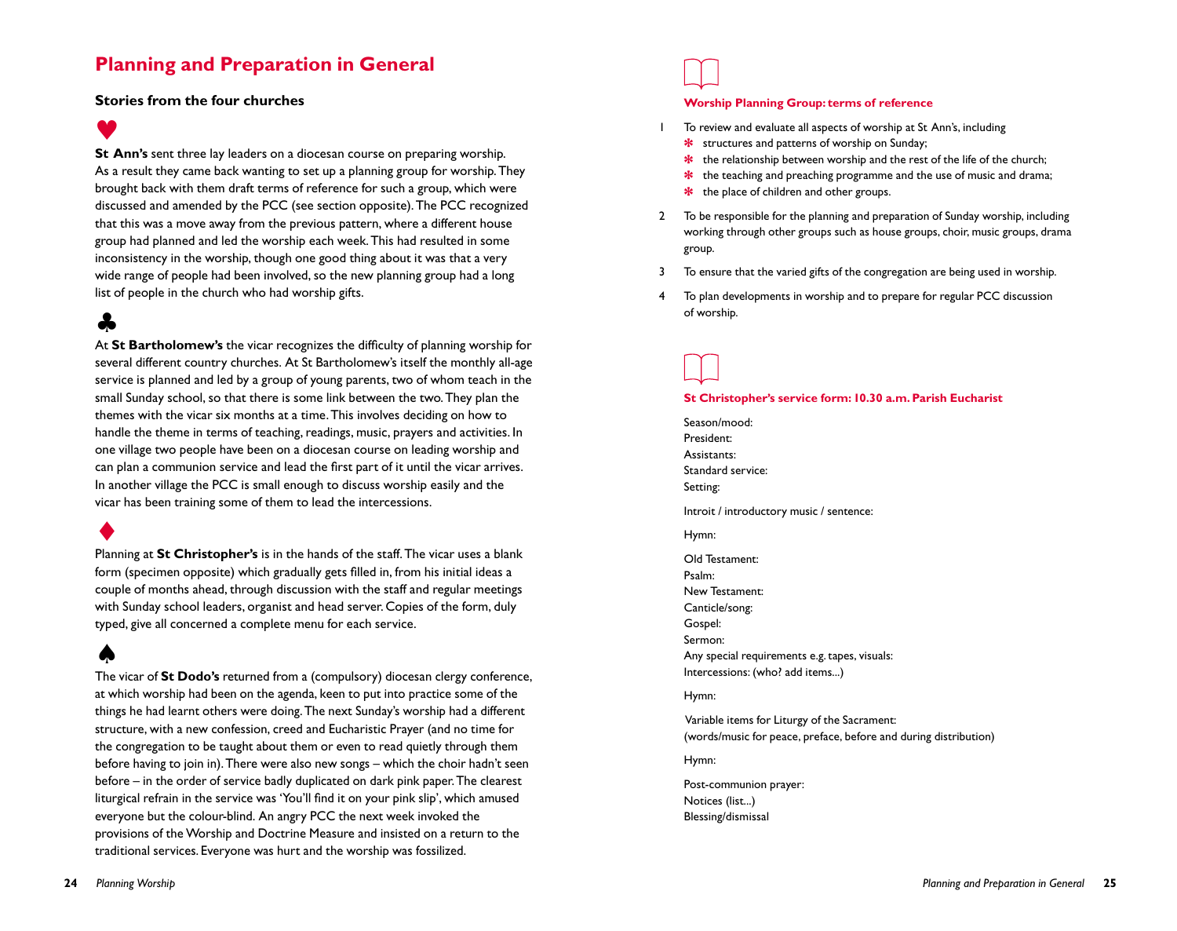# Planning and Preparation in General

### Stories from the four churches

♥

**St Ann's** sent three lay leaders on a diocesan course on preparing worship. As a result they came back wanting to set up a planning group for worship. They brought back with them draft terms of reference for such a group, which were discussed and amended by the PCC (see section opposite). The PCC recognized that this was a move away from the previous pattern, where a different house group had planned and led the worship each week. This had resulted in some inconsistency in the worship, though one good thing about it was that a very wide range of people had been involved, so the new planning group had a long list of people in the church who had worship gifts.

♣

At **St Bartholomew's** the vicar recognizes the difficulty of planning worship for several different country churches. At St Bartholomew's itself the monthly all-age service is planned and led by a group of young parents, two of whom teach in the small Sunday school, so that there is some link between the two. They plan the themes with the vicar six months at a time. This involves deciding on how to handle the theme in terms of teaching, readings, music, prayers and activities. In one village two people have been on a diocesan course on leading worship and can plan a communion service and lead the first part of it until the vicar arrives. In another village the PCC is small enough to discuss worship easily and the vicar has been training some of them to lead the intercessions.

♦

Planning at **St Christopher's** is in the hands of the staff. The vicar uses a blank form (specimen opposite) which gradually gets filled in, from his initial ideas a couple of months ahead, through discussion with the staff and regular meetings with Sunday school leaders, organist and head server. Copies of the form, duly typed, give all concerned a complete menu for each service.

♠

The vicar of **St Dodo's** returned from a (compulsory) diocesan clergy conference, at which worship had been on the agenda, keen to put into practice some of the things he had learnt others were doing. The next Sunday's worship had a different structure, with a new confession, creed and Eucharistic Prayer (and no time for the congregation to be taught about them or even to read quietly through them before having to join in). There were also new songs – which the choir hadn't seen before – in the order of service badly duplicated on dark pink paper. The clearest liturgical refrain in the service was 'You'll find it on your pink slip', which amused everyone but the colour-blind. An angry PCC the next week invoked the provisions of the Worship and Doctrine Measure and insisted on a return to the traditional services. Everyone was hurt and the worship was fossilized.

#### Worship Planning Group: terms of reference

1. To review and evaluate all aspects of worship at St Ann's, including
   - structures and patterns of worship on Sunday;
   - the relationship between worship and the rest of the life of the church;
   - the teaching and preaching programme and the use of music and drama;
   - the place of children and other groups.
2. To be responsible for the planning and preparation of Sunday worship, including working through other groups such as house groups, choir, music groups, drama group.
3. To ensure that the varied gifts of the congregation are being used in worship.
4. To plan developments in worship and to prepare for regular PCC discussion of worship.

#### St Christopher's service form: 10.30 a.m. Parish Eucharist

Season/mood:  
President:  
Assistants:  
Standard service:  
Setting:

Introit / introductory music / sentence:

Hymn:

Old Testament:  
Psalm:  
New Testament:  
Canticle/song:  
Gospel:  
Sermon:  
Any special requirements e.g. tapes, visuals:  
Intercessions: (who? add items...)

Hymn:

Variable items for Liturgy of the Sacrament:  
(words/music for peace, preface, before and during distribution)

Hymn:

Post-communion prayer:  
Notices (list...)  
Blessing/dismissal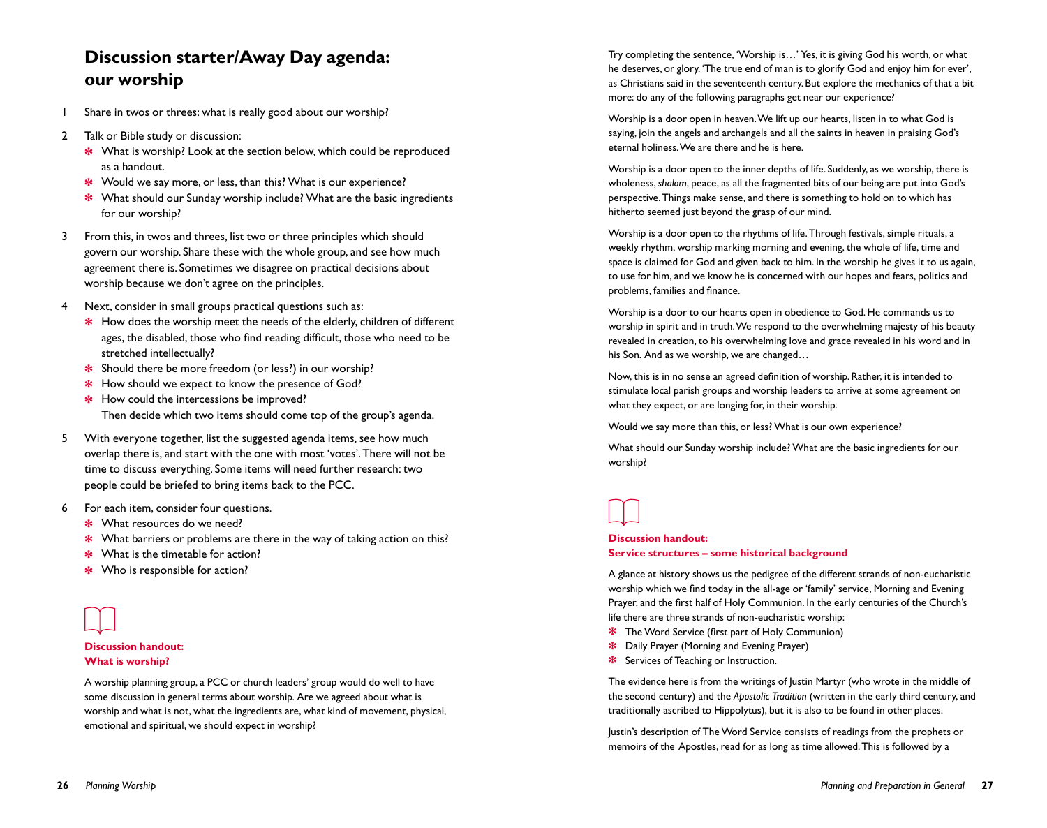## Discussion starter/Away Day agenda: our worship

1. Share in twos or threes: what is really good about our worship?
2. Talk or Bible study or discussion:
   - What is worship? Look at the section below, which could be reproduced as a handout.
   - Would we say more, or less, than this? What is our experience?
   - What should our Sunday worship include? What are the basic ingredients for our worship?
3. From this, in twos and threes, list two or three principles which should govern our worship. Share these with the whole group, and see how much agreement there is. Sometimes we disagree on practical decisions about worship because we don't agree on the principles.
4. Next, consider in small groups practical questions such as:
   - How does the worship meet the needs of the elderly, children of different ages, the disabled, those who find reading difficult, those who need to be stretched intellectually?
   - Should there be more freedom (or less?) in our worship?
   - How should we expect to know the presence of God?
   - How could the intercessions be improved?

   Then decide which two items should come top of the group's agenda.
5. With everyone together, list the suggested agenda items, see how much overlap there is, and start with the one with most 'votes'. There will not be time to discuss everything. Some items will need further research: two people could be briefed to bring items back to the PCC.
6. For each item, consider four questions.
   - What resources do we need?
   - What barriers or problems are there in the way of taking action on this?
   - What is the timetable for action?
   - Who is responsible for action?

### Discussion handout: What is worship?

A worship planning group, a PCC or church leaders' group would do well to have some discussion in general terms about worship. Are we agreed about what is worship and what is not, what the ingredients are, what kind of movement, physical, emotional and spiritual, we should expect in worship?

Try completing the sentence, 'Worship is…' Yes, it is giving God his worth, or what he deserves, or glory. 'The true end of man is to glorify God and enjoy him for ever', as Christians said in the seventeenth century. But explore the mechanics of that a bit more: do any of the following paragraphs get near our experience?

Worship is a door open in heaven. We lift up our hearts, listen in to what God is saying, join the angels and archangels and all the saints in heaven in praising God's eternal holiness. We are there and he is here.

Worship is a door open to the inner depths of life. Suddenly, as we worship, there is wholeness, *shalom*, peace, as all the fragmented bits of our being are put into God's perspective. Things make sense, and there is something to hold on to which has hitherto seemed just beyond the grasp of our mind.

Worship is a door open to the rhythms of life. Through festivals, simple rituals, a weekly rhythm, worship marking morning and evening, the whole of life, time and space is claimed for God and given back to him. In the worship he gives it to us again, to use for him, and we know he is concerned with our hopes and fears, politics and problems, families and finance.

Worship is a door to our hearts open in obedience to God. He commands us to worship in spirit and in truth. We respond to the overwhelming majesty of his beauty revealed in creation, to his overwhelming love and grace revealed in his word and in his Son. And as we worship, we are changed…

Now, this is in no sense an agreed definition of worship. Rather, it is intended to stimulate local parish groups and worship leaders to arrive at some agreement on what they expect, or are longing for, in their worship.

Would we say more than this, or less? What is our own experience?

What should our Sunday worship include? What are the basic ingredients for our worship?

### Discussion handout: Service structures – some historical background

A glance at history shows us the pedigree of the different strands of non-eucharistic worship which we find today in the all-age or 'family' service, Morning and Evening Prayer, and the first half of Holy Communion. In the early centuries of the Church's life there are three strands of non-eucharistic worship:

- The Word Service (first part of Holy Communion)
- Daily Prayer (Morning and Evening Prayer)
- Services of Teaching or Instruction.

The evidence here is from the writings of Justin Martyr (who wrote in the middle of the second century) and the *Apostolic Tradition* (written in the early third century, and traditionally ascribed to Hippolytus), but it is also to be found in other places.

Justin's description of The Word Service consists of readings from the prophets or memoirs of the Apostles, read for as long as time allowed. This is followed by a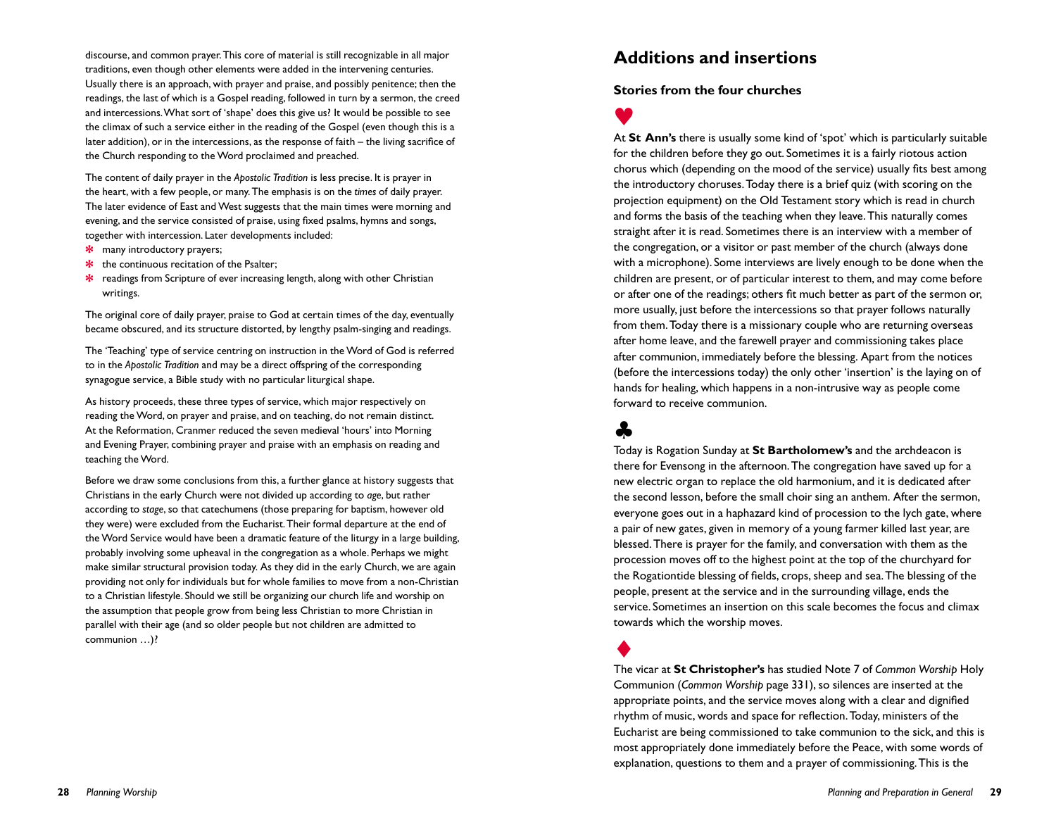discourse, and common prayer. This core of material is still recognizable in all major traditions, even though other elements were added in the intervening centuries. Usually there is an approach, with prayer and praise, and possibly penitence; then the readings, the last of which is a Gospel reading, followed in turn by a sermon, the creed and intercessions. What sort of 'shape' does this give us? It would be possible to see the climax of such a service either in the reading of the Gospel (even though this is a later addition), or in the intercessions, as the response of faith – the living sacrifice of the Church responding to the Word proclaimed and preached.

The content of daily prayer in the *Apostolic Tradition* is less precise. It is prayer in the heart, with a few people, or many. The emphasis is on the *times* of daily prayer. The later evidence of East and West suggests that the main times were morning and evening, and the service consisted of praise, using fixed psalms, hymns and songs, together with intercession. Later developments included:

- many introductory prayers;
- the continuous recitation of the Psalter;
- readings from Scripture of ever increasing length, along with other Christian writings.

The original core of daily prayer, praise to God at certain times of the day, eventually became obscured, and its structure distorted, by lengthy psalm-singing and readings.

The 'Teaching' type of service centring on instruction in the Word of God is referred to in the *Apostolic Tradition* and may be a direct offspring of the corresponding synagogue service, a Bible study with no particular liturgical shape.

As history proceeds, these three types of service, which major respectively on reading the Word, on prayer and praise, and on teaching, do not remain distinct. At the Reformation, Cranmer reduced the seven medieval 'hours' into Morning and Evening Prayer, combining prayer and praise with an emphasis on reading and teaching the Word.

Before we draw some conclusions from this, a further glance at history suggests that Christians in the early Church were not divided up according to *age*, but rather according to *stage*, so that catechumens (those preparing for baptism, however old they were) were excluded from the Eucharist. Their formal departure at the end of the Word Service would have been a dramatic feature of the liturgy in a large building, probably involving some upheaval in the congregation as a whole. Perhaps we might make similar structural provision today. As they did in the early Church, we are again providing not only for individuals but for whole families to move from a non-Christian to a Christian lifestyle. Should we still be organizing our church life and worship on the assumption that people grow from being less Christian to more Christian in parallel with their age (and so older people but not children are admitted to communion …)?

## Additions and insertions

### Stories from the four churches

♥

At **St Ann's** there is usually some kind of 'spot' which is particularly suitable for the children before they go out. Sometimes it is a fairly riotous action chorus which (depending on the mood of the service) usually fits best among the introductory choruses. Today there is a brief quiz (with scoring on the projection equipment) on the Old Testament story which is read in church and forms the basis of the teaching when they leave. This naturally comes straight after it is read. Sometimes there is an interview with a member of the congregation, or a visitor or past member of the church (always done with a microphone). Some interviews are lively enough to be done when the children are present, or of particular interest to them, and may come before or after one of the readings; others fit much better as part of the sermon or, more usually, just before the intercessions so that prayer follows naturally from them. Today there is a missionary couple who are returning overseas after home leave, and the farewell prayer and commissioning takes place after communion, immediately before the blessing. Apart from the notices (before the intercessions today) the only other 'insertion' is the laying on of hands for healing, which happens in a non-intrusive way as people come forward to receive communion.

♣

Today is Rogation Sunday at **St Bartholomew's** and the archdeacon is there for Evensong in the afternoon. The congregation have saved up for a new electric organ to replace the old harmonium, and it is dedicated after the second lesson, before the small choir sing an anthem. After the sermon, everyone goes out in a haphazard kind of procession to the lych gate, where a pair of new gates, given in memory of a young farmer killed last year, are blessed. There is prayer for the family, and conversation with them as the procession moves off to the highest point at the top of the churchyard for the Rogationtide blessing of fields, crops, sheep and sea. The blessing of the people, present at the service and in the surrounding village, ends the service. Sometimes an insertion on this scale becomes the focus and climax towards which the worship moves.

♦

The vicar at **St Christopher's** has studied Note 7 of *Common Worship* Holy Communion (*Common Worship* page 331), so silences are inserted at the appropriate points, and the service moves along with a clear and dignified rhythm of music, words and space for reflection. Today, ministers of the Eucharist are being commissioned to take communion to the sick, and this is most appropriately done immediately before the Peace, with some words of explanation, questions to them and a prayer of commissioning. This is the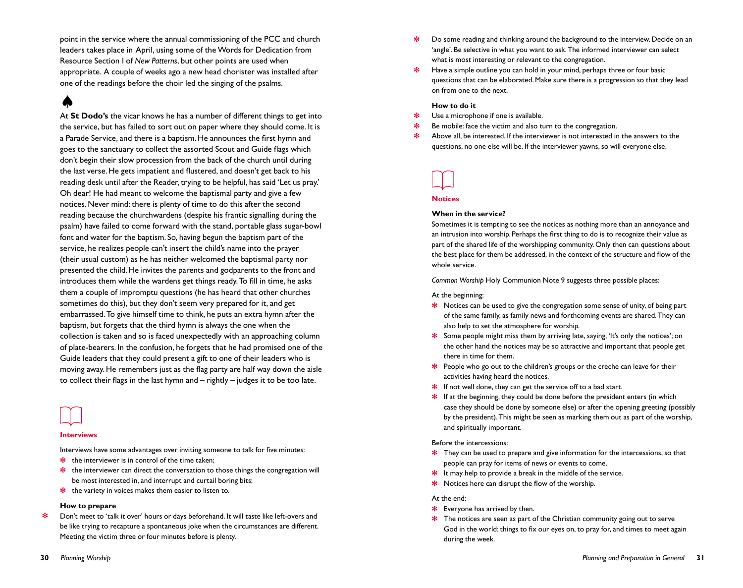point in the service where the annual commissioning of the PCC and church leaders takes place in April, using some of the Words for Dedication from Resource Section I of *New Patterns*, but other points are used when appropriate. A couple of weeks ago a new head chorister was installed after one of the readings before the choir led the singing of the psalms.

♠

At **St Dodo's** the vicar knows he has a number of different things to get into the service, but has failed to sort out on paper where they should come. It is a Parade Service, and there is a baptism. He announces the first hymn and goes to the sanctuary to collect the assorted Scout and Guide flags which don't begin their slow procession from the back of the church until during the last verse. He gets impatient and flustered, and doesn't get back to his reading desk until after the Reader, trying to be helpful, has said 'Let us pray.' Oh dear! He had meant to welcome the baptismal party and give a few notices. Never mind: there is plenty of time to do this after the second reading because the churchwardens (despite his frantic signalling during the psalm) have failed to come forward with the stand, portable glass sugar-bowl font and water for the baptism. So, having begun the baptism part of the service, he realizes people can't insert the child's name into the prayer (their usual custom) as he has neither welcomed the baptismal party nor presented the child. He invites the parents and godparents to the front and introduces them while the wardens get things ready. To fill in time, he asks them a couple of impromptu questions (he has heard that other churches sometimes do this), but they don't seem very prepared for it, and get embarrassed. To give himself time to think, he puts an extra hymn after the baptism, but forgets that the third hymn is always the one when the collection is taken and so is faced unexpectedly with an approaching column of plate-bearers. In the confusion, he forgets that he had promised one of the Guide leaders that they could present a gift to one of their leaders who is moving away. He remembers just as the flag party are half way down the aisle to collect their flags in the last hymn and – rightly – judges it to be too late.

### Interviews

Interviews have some advantages over inviting someone to talk for five minutes:

- the interviewer is in control of the time taken;
- the interviewer can direct the conversation to those things the congregation will be most interested in, and interrupt and curtail boring bits;
- the variety in voices makes them easier to listen to.

**How to prepare**

- Don't meet to 'talk it over' hours or days beforehand. It will taste like left-overs and be like trying to recapture a spontaneous joke when the circumstances are different. Meeting the victim three or four minutes before is plenty.
- Do some reading and thinking around the background to the interview. Decide on an 'angle'. Be selective in what you want to ask. The informed interviewer can select what is most interesting or relevant to the congregation.
- Have a simple outline you can hold in your mind, perhaps three or four basic questions that can be elaborated. Make sure there is a progression so that they lead on from one to the next.

**How to do it**

- Use a microphone if one is available.
- Be mobile: face the victim and also turn to the congregation.
- Above all, be interested. If the interviewer is not interested in the answers to the questions, no one else will be. If the interviewer yawns, so will everyone else.

### Notices

**When in the service?**

Sometimes it is tempting to see the notices as nothing more than an annoyance and an intrusion into worship. Perhaps the first thing to do is to recognize their value as part of the shared life of the worshipping community. Only then can questions about the best place for them be addressed, in the context of the structure and flow of the whole service.

*Common Worship* Holy Communion Note 9 suggests three possible places:

At the beginning:

- Notices can be used to give the congregation some sense of unity, of being part of the same family, as family news and forthcoming events are shared. They can also help to set the atmosphere for worship.
- Some people might miss them by arriving late, saying, 'It's only the notices'; on the other hand the notices may be so attractive and important that people get there in time for them.
- People who go out to the children's groups or the creche can leave for their activities having heard the notices.
- If not well done, they can get the service off to a bad start.
- If at the beginning, they could be done before the president enters (in which case they should be done by someone else) or after the opening greeting (possibly by the president). This might be seen as marking them out as part of the worship, and spiritually important.

Before the intercessions:

- They can be used to prepare and give information for the intercessions, so that people can pray for items of news or events to come.
- It may help to provide a break in the middle of the service.
- Notices here can disrupt the flow of the worship.

At the end:

- Everyone has arrived by then.
- The notices are seen as part of the Christian community going out to serve God in the world: things to fix our eyes on, to pray for, and times to meet again during the week.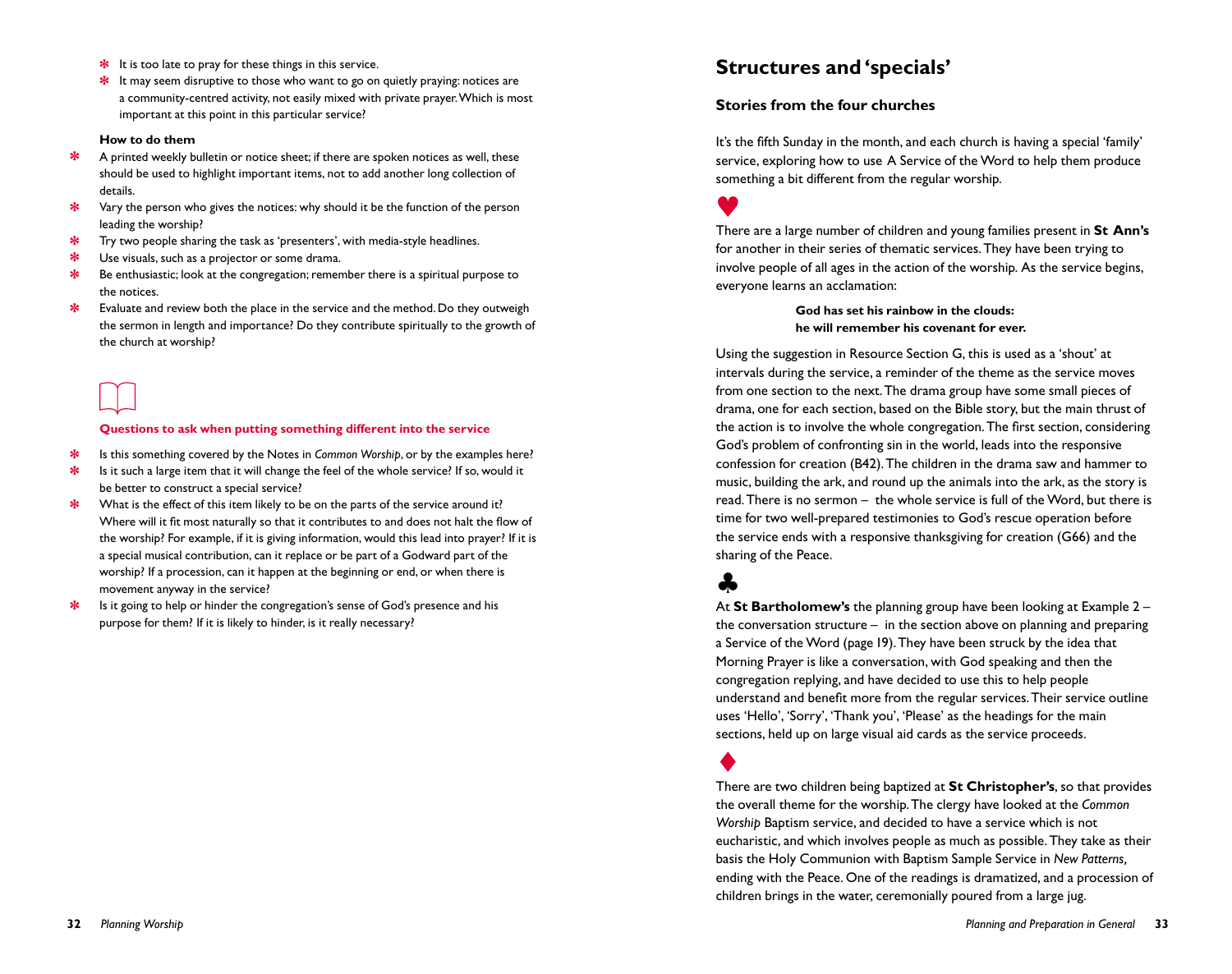- It is too late to pray for these things in this service.
- It may seem disruptive to those who want to go on quietly praying: notices are a community-centred activity, not easily mixed with private prayer. Which is most important at this point in this particular service?

**How to do them**

- A printed weekly bulletin or notice sheet; if there are spoken notices as well, these should be used to highlight important items, not to add another long collection of details.
- Vary the person who gives the notices: why should it be the function of the person leading the worship?
- Try two people sharing the task as 'presenters', with media-style headlines.
- Use visuals, such as a projector or some drama.
- Be enthusiastic; look at the congregation; remember there is a spiritual purpose to the notices.
- Evaluate and review both the place in the service and the method. Do they outweigh the sermon in length and importance? Do they contribute spiritually to the growth of the church at worship?

**Questions to ask when putting something different into the service**

- Is this something covered by the Notes in *Common Worship*, or by the examples here?
- Is it such a large item that it will change the feel of the whole service? If so, would it be better to construct a special service?
- What is the effect of this item likely to be on the parts of the service around it? Where will it fit most naturally so that it contributes to and does not halt the flow of the worship? For example, if it is giving information, would this lead into prayer? If it is a special musical contribution, can it replace or be part of a Godward part of the worship? If a procession, can it happen at the beginning or end, or when there is movement anyway in the service?
- Is it going to help or hinder the congregation's sense of God's presence and his purpose for them? If it is likely to hinder, is it really necessary?

## Structures and 'specials'

### Stories from the four churches

It's the fifth Sunday in the month, and each church is having a special 'family' service, exploring how to use A Service of the Word to help them produce something a bit different from the regular worship.

♥

There are a large number of children and young families present in **St Ann's** for another in their series of thematic services. They have been trying to involve people of all ages in the action of the worship. As the service begins, everyone learns an acclamation:

> **God has set his rainbow in the clouds:**
> **he will remember his covenant for ever.**

Using the suggestion in Resource Section G, this is used as a 'shout' at intervals during the service, a reminder of the theme as the service moves from one section to the next. The drama group have some small pieces of drama, one for each section, based on the Bible story, but the main thrust of the action is to involve the whole congregation. The first section, considering God's problem of confronting sin in the world, leads into the responsive confession for creation (B42). The children in the drama saw and hammer to music, building the ark, and round up the animals into the ark, as the story is read. There is no sermon – the whole service is full of the Word, but there is time for two well-prepared testimonies to God's rescue operation before the service ends with a responsive thanksgiving for creation (G66) and the sharing of the Peace.

♣

At **St Bartholomew's** the planning group have been looking at Example 2 – the conversation structure – in the section above on planning and preparing a Service of the Word (page 19). They have been struck by the idea that Morning Prayer is like a conversation, with God speaking and then the congregation replying, and have decided to use this to help people understand and benefit more from the regular services. Their service outline uses 'Hello', 'Sorry', 'Thank you', 'Please' as the headings for the main sections, held up on large visual aid cards as the service proceeds.

♦

There are two children being baptized at **St Christopher's**, so that provides the overall theme for the worship. The clergy have looked at the *Common Worship* Baptism service, and decided to have a service which is not eucharistic, and which involves people as much as possible. They take as their basis the Holy Communion with Baptism Sample Service in *New Patterns*, ending with the Peace. One of the readings is dramatized, and a procession of children brings in the water, ceremonially poured from a large jug.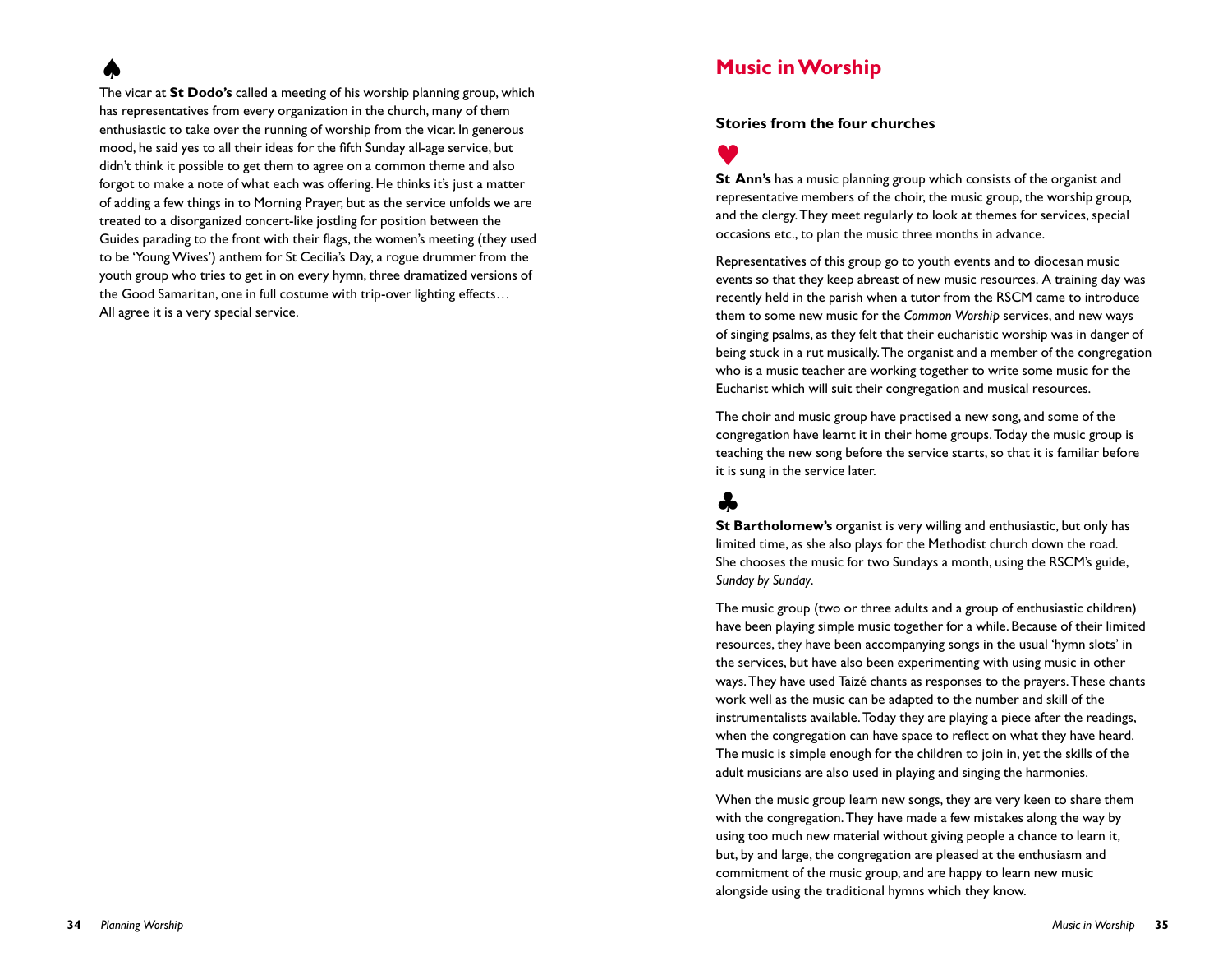♠

The vicar at **St Dodo's** called a meeting of his worship planning group, which has representatives from every organization in the church, many of them enthusiastic to take over the running of worship from the vicar. In generous mood, he said yes to all their ideas for the fifth Sunday all-age service, but didn't think it possible to get them to agree on a common theme and also forgot to make a note of what each was offering. He thinks it's just a matter of adding a few things in to Morning Prayer, but as the service unfolds we are treated to a disorganized concert-like jostling for position between the Guides parading to the front with their flags, the women's meeting (they used to be 'Young Wives') anthem for St Cecilia's Day, a rogue drummer from the youth group who tries to get in on every hymn, three dramatized versions of the Good Samaritan, one in full costume with trip-over lighting effects… All agree it is a very special service.

# Music in Worship

### Stories from the four churches

♥

**St Ann's** has a music planning group which consists of the organist and representative members of the choir, the music group, the worship group, and the clergy. They meet regularly to look at themes for services, special occasions etc., to plan the music three months in advance.

Representatives of this group go to youth events and to diocesan music events so that they keep abreast of new music resources. A training day was recently held in the parish when a tutor from the RSCM came to introduce them to some new music for the *Common Worship* services, and new ways of singing psalms, as they felt that their eucharistic worship was in danger of being stuck in a rut musically. The organist and a member of the congregation who is a music teacher are working together to write some music for the Eucharist which will suit their congregation and musical resources.

The choir and music group have practised a new song, and some of the congregation have learnt it in their home groups. Today the music group is teaching the new song before the service starts, so that it is familiar before it is sung in the service later.

♣

**St Bartholomew's** organist is very willing and enthusiastic, but only has limited time, as she also plays for the Methodist church down the road. She chooses the music for two Sundays a month, using the RSCM's guide, *Sunday by Sunday*.

The music group (two or three adults and a group of enthusiastic children) have been playing simple music together for a while. Because of their limited resources, they have been accompanying songs in the usual 'hymn slots' in the services, but have also been experimenting with using music in other ways. They have used Taizé chants as responses to the prayers. These chants work well as the music can be adapted to the number and skill of the instrumentalists available. Today they are playing a piece after the readings, when the congregation can have space to reflect on what they have heard. The music is simple enough for the children to join in, yet the skills of the adult musicians are also used in playing and singing the harmonies.

When the music group learn new songs, they are very keen to share them with the congregation. They have made a few mistakes along the way by using too much new material without giving people a chance to learn it, but, by and large, the congregation are pleased at the enthusiasm and commitment of the music group, and are happy to learn new music alongside using the traditional hymns which they know.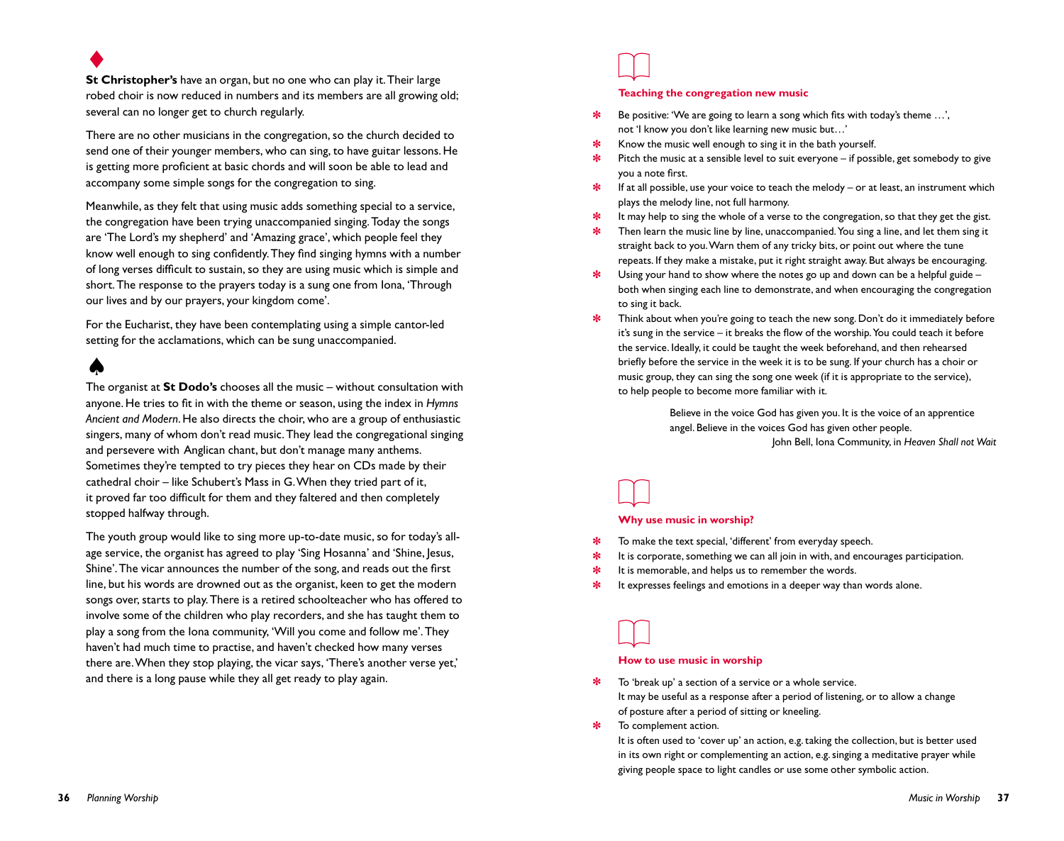♦

**St Christopher's** have an organ, but no one who can play it. Their large robed choir is now reduced in numbers and its members are all growing old; several can no longer get to church regularly.

There are no other musicians in the congregation, so the church decided to send one of their younger members, who can sing, to have guitar lessons. He is getting more proficient at basic chords and will soon be able to lead and accompany some simple songs for the congregation to sing.

Meanwhile, as they felt that using music adds something special to a service, the congregation have been trying unaccompanied singing. Today the songs are 'The Lord's my shepherd' and 'Amazing grace', which people feel they know well enough to sing confidently. They find singing hymns with a number of long verses difficult to sustain, so they are using music which is simple and short. The response to the prayers today is a sung one from Iona, 'Through our lives and by our prayers, your kingdom come'.

For the Eucharist, they have been contemplating using a simple cantor-led setting for the acclamations, which can be sung unaccompanied.

♠

The organist at **St Dodo's** chooses all the music – without consultation with anyone. He tries to fit in with the theme or season, using the index in *Hymns Ancient and Modern*. He also directs the choir, who are a group of enthusiastic singers, many of whom don't read music. They lead the congregational singing and persevere with Anglican chant, but don't manage many anthems. Sometimes they're tempted to try pieces they hear on CDs made by their cathedral choir – like Schubert's Mass in G. When they tried part of it, it proved far too difficult for them and they faltered and then completely stopped halfway through.

The youth group would like to sing more up-to-date music, so for today's all-age service, the organist has agreed to play 'Sing Hosanna' and 'Shine, Jesus, Shine'. The vicar announces the number of the song, and reads out the first line, but his words are drowned out as the organist, keen to get the modern songs over, starts to play. There is a retired schoolteacher who has offered to involve some of the children who play recorders, and she has taught them to play a song from the Iona community, 'Will you come and follow me'. They haven't had much time to practise, and haven't checked how many verses there are. When they stop playing, the vicar says, 'There's another verse yet,' and there is a long pause while they all get ready to play again.

### Teaching the congregation new music

- Be positive: 'We are going to learn a song which fits with today's theme …', not 'I know you don't like learning new music but…'
- Know the music well enough to sing it in the bath yourself.
- Pitch the music at a sensible level to suit everyone – if possible, get somebody to give you a note first.
- If at all possible, use your voice to teach the melody – or at least, an instrument which plays the melody line, not full harmony.
- It may help to sing the whole of a verse to the congregation, so that they get the gist.
- Then learn the music line by line, unaccompanied. You sing a line, and let them sing it straight back to you. Warn them of any tricky bits, or point out where the tune repeats. If they make a mistake, put it right straight away. But always be encouraging.
- Using your hand to show where the notes go up and down can be a helpful guide – both when singing each line to demonstrate, and when encouraging the congregation to sing it back.
- Think about when you're going to teach the new song. Don't do it immediately before it's sung in the service – it breaks the flow of the worship. You could teach it before the service. Ideally, it could be taught the week beforehand, and then rehearsed briefly before the service in the week it is to be sung. If your church has a choir or music group, they can sing the song one week (if it is appropriate to the service), to help people to become more familiar with it.

> Believe in the voice God has given you. It is the voice of an apprentice angel. Believe in the voices God has given other people.
>
> John Bell, Iona Community, in *Heaven Shall not Wait*

### Why use music in worship?

- To make the text special, 'different' from everyday speech.
- It is corporate, something we can all join in with, and encourages participation.
- It is memorable, and helps us to remember the words.
- It expresses feelings and emotions in a deeper way than words alone.

### How to use music in worship

- To 'break up' a section of a service or a whole service.
  It may be useful as a response after a period of listening, or to allow a change of posture after a period of sitting or kneeling.
- To complement action.
  It is often used to 'cover up' an action, e.g. taking the collection, but is better used in its own right or complementing an action, e.g. singing a meditative prayer while giving people space to light candles or use some other symbolic action.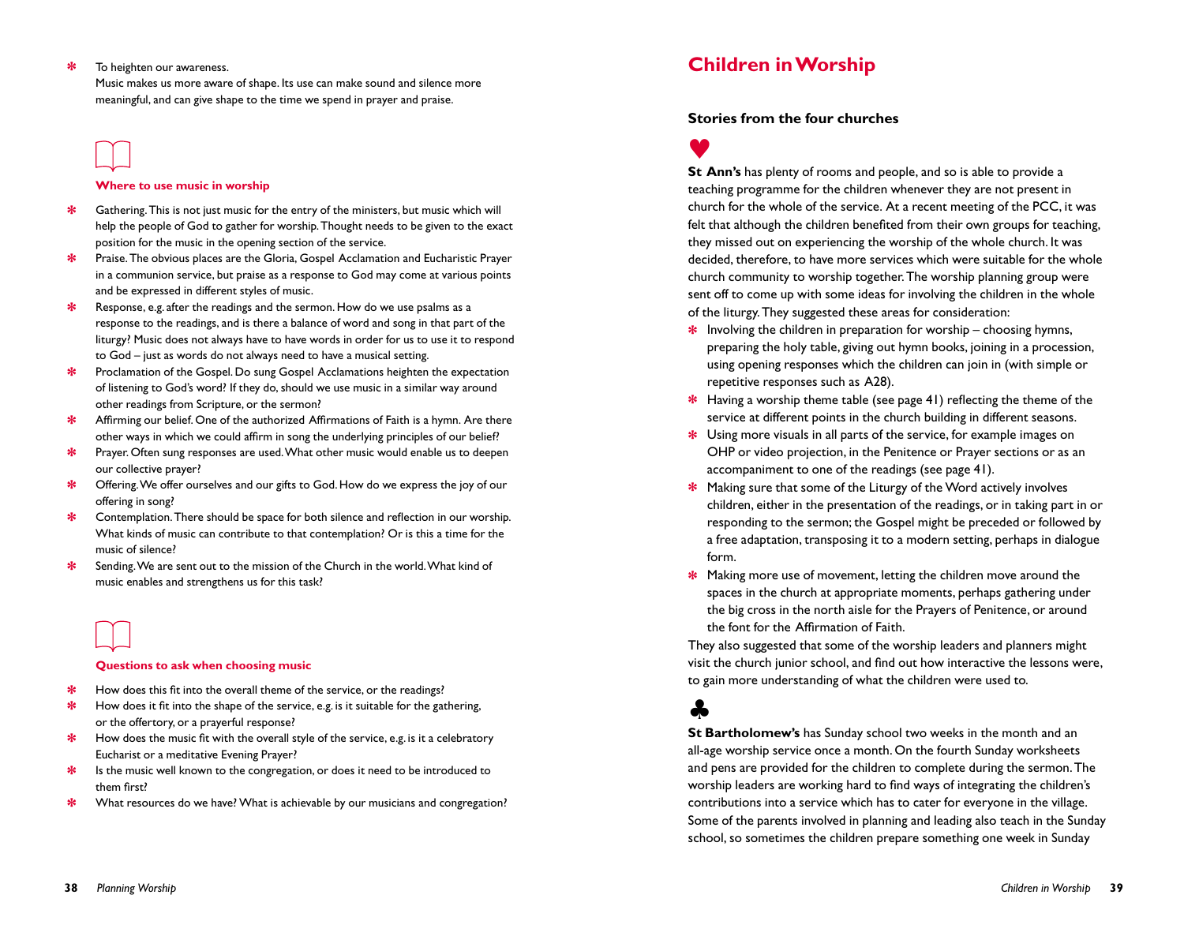- To heighten our awareness.
  Music makes us more aware of shape. Its use can make sound and silence more meaningful, and can give shape to the time we spend in prayer and praise.

### Where to use music in worship

- Gathering. This is not just music for the entry of the ministers, but music which will help the people of God to gather for worship. Thought needs to be given to the exact position for the music in the opening section of the service.
- Praise. The obvious places are the Gloria, Gospel Acclamation and Eucharistic Prayer in a communion service, but praise as a response to God may come at various points and be expressed in different styles of music.
- Response, e.g. after the readings and the sermon. How do we use psalms as a response to the readings, and is there a balance of word and song in that part of the liturgy? Music does not always have to have words in order for us to use it to respond to God – just as words do not always need to have a musical setting.
- Proclamation of the Gospel. Do sung Gospel Acclamations heighten the expectation of listening to God's word? If they do, should we use music in a similar way around other readings from Scripture, or the sermon?
- Affirming our belief. One of the authorized Affirmations of Faith is a hymn. Are there other ways in which we could affirm in song the underlying principles of our belief?
- Prayer. Often sung responses are used. What other music would enable us to deepen our collective prayer?
- Offering. We offer ourselves and our gifts to God. How do we express the joy of our offering in song?
- Contemplation. There should be space for both silence and reflection in our worship. What kinds of music can contribute to that contemplation? Or is this a time for the music of silence?
- Sending. We are sent out to the mission of the Church in the world. What kind of music enables and strengthens us for this task?

### Questions to ask when choosing music

- How does this fit into the overall theme of the service, or the readings?
- How does it fit into the shape of the service, e.g. is it suitable for the gathering, or the offertory, or a prayerful response?
- How does the music fit with the overall style of the service, e.g. is it a celebratory Eucharist or a meditative Evening Prayer?
- Is the music well known to the congregation, or does it need to be introduced to them first?
- What resources do we have? What is achievable by our musicians and congregation?

# Children in Worship

## Stories from the four churches

♥

**St Ann's** has plenty of rooms and people, and so is able to provide a teaching programme for the children whenever they are not present in church for the whole of the service. At a recent meeting of the PCC, it was felt that although the children benefited from their own groups for teaching, they missed out on experiencing the worship of the whole church. It was decided, therefore, to have more services which were suitable for the whole church community to worship together. The worship planning group were sent off to come up with some ideas for involving the children in the whole of the liturgy. They suggested these areas for consideration:

- Involving the children in preparation for worship – choosing hymns, preparing the holy table, giving out hymn books, joining in a procession, using opening responses which the children can join in (with simple or repetitive responses such as A28).
- Having a worship theme table (see page 41) reflecting the theme of the service at different points in the church building in different seasons.
- Using more visuals in all parts of the service, for example images on OHP or video projection, in the Penitence or Prayer sections or as an accompaniment to one of the readings (see page 41).
- Making sure that some of the Liturgy of the Word actively involves children, either in the presentation of the readings, or in taking part in or responding to the sermon; the Gospel might be preceded or followed by a free adaptation, transposing it to a modern setting, perhaps in dialogue form.
- Making more use of movement, letting the children move around the spaces in the church at appropriate moments, perhaps gathering under the big cross in the north aisle for the Prayers of Penitence, or around the font for the Affirmation of Faith.

They also suggested that some of the worship leaders and planners might visit the church junior school, and find out how interactive the lessons were, to gain more understanding of what the children were used to.

♣

**St Bartholomew's** has Sunday school two weeks in the month and an all-age worship service once a month. On the fourth Sunday worksheets and pens are provided for the children to complete during the sermon. The worship leaders are working hard to find ways of integrating the children's contributions into a service which has to cater for everyone in the village. Some of the parents involved in planning and leading also teach in the Sunday school, so sometimes the children prepare something one week in Sunday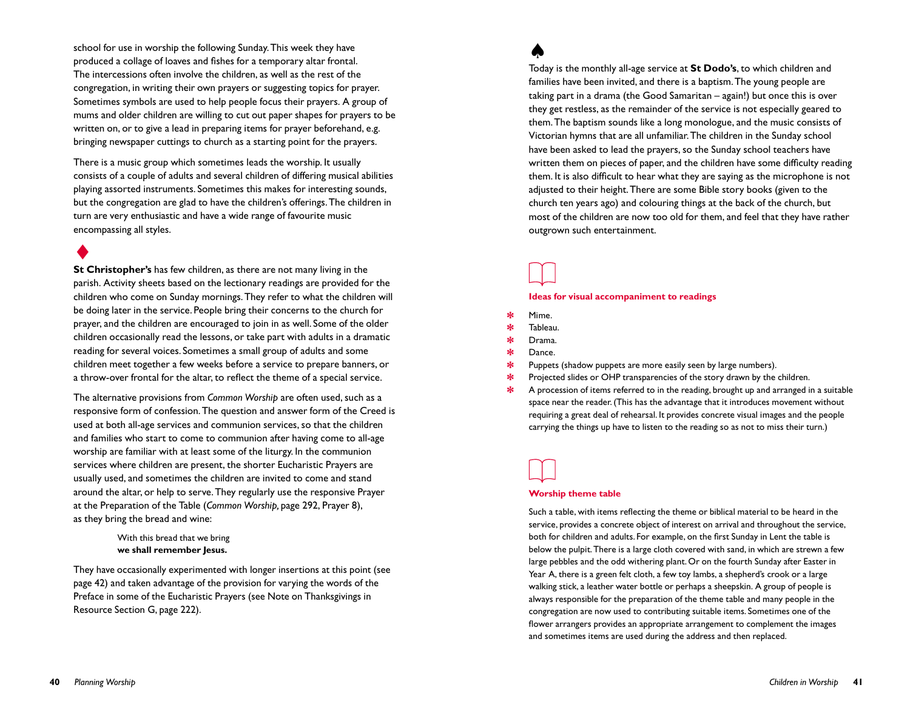school for use in worship the following Sunday. This week they have produced a collage of loaves and fishes for a temporary altar frontal. The intercessions often involve the children, as well as the rest of the congregation, in writing their own prayers or suggesting topics for prayer. Sometimes symbols are used to help people focus their prayers. A group of mums and older children are willing to cut out paper shapes for prayers to be written on, or to give a lead in preparing items for prayer beforehand, e.g. bringing newspaper cuttings to church as a starting point for the prayers.

There is a music group which sometimes leads the worship. It usually consists of a couple of adults and several children of differing musical abilities playing assorted instruments. Sometimes this makes for interesting sounds, but the congregation are glad to have the children's offerings. The children in turn are very enthusiastic and have a wide range of favourite music encompassing all styles.

♦

**St Christopher's** has few children, as there are not many living in the parish. Activity sheets based on the lectionary readings are provided for the children who come on Sunday mornings. They refer to what the children will be doing later in the service. People bring their concerns to the church for prayer, and the children are encouraged to join in as well. Some of the older children occasionally read the lessons, or take part with adults in a dramatic reading for several voices. Sometimes a small group of adults and some children meet together a few weeks before a service to prepare banners, or a throw-over frontal for the altar, to reflect the theme of a special service.

The alternative provisions from *Common Worship* are often used, such as a responsive form of confession. The question and answer form of the Creed is used at both all-age services and communion services, so that the children and families who start to come to communion after having come to all-age worship are familiar with at least some of the liturgy. In the communion services where children are present, the shorter Eucharistic Prayers are usually used, and sometimes the children are invited to come and stand around the altar, or help to serve. They regularly use the responsive Prayer at the Preparation of the Table (*Common Worship*, page 292, Prayer 8), as they bring the bread and wine:

> With this bread that we bring
> **we shall remember Jesus.**

They have occasionally experimented with longer insertions at this point (see page 42) and taken advantage of the provision for varying the words of the Preface in some of the Eucharistic Prayers (see Note on Thanksgivings in Resource Section G, page 222).

♠

Today is the monthly all-age service at **St Dodo's**, to which children and families have been invited, and there is a baptism. The young people are taking part in a drama (the Good Samaritan – again!) but once this is over they get restless, as the remainder of the service is not especially geared to them. The baptism sounds like a long monologue, and the music consists of Victorian hymns that are all unfamiliar. The children in the Sunday school have been asked to lead the prayers, so the Sunday school teachers have written them on pieces of paper, and the children have some difficulty reading them. It is also difficult to hear what they are saying as the microphone is not adjusted to their height. There are some Bible story books (given to the church ten years ago) and colouring things at the back of the church, but most of the children are now too old for them, and feel that they have rather outgrown such entertainment.

### Ideas for visual accompaniment to readings

- Mime.
- Tableau.
- Drama.
- Dance.
- Puppets (shadow puppets are more easily seen by large numbers).
- Projected slides or OHP transparencies of the story drawn by the children.
- A procession of items referred to in the reading, brought up and arranged in a suitable space near the reader. (This has the advantage that it introduces movement without requiring a great deal of rehearsal. It provides concrete visual images and the people carrying the things up have to listen to the reading so as not to miss their turn.)

### Worship theme table

Such a table, with items reflecting the theme or biblical material to be heard in the service, provides a concrete object of interest on arrival and throughout the service, both for children and adults. For example, on the first Sunday in Lent the table is below the pulpit. There is a large cloth covered with sand, in which are strewn a few large pebbles and the odd withering plant. Or on the fourth Sunday after Easter in Year A, there is a green felt cloth, a few toy lambs, a shepherd's crook or a large walking stick, a leather water bottle or perhaps a sheepskin. A group of people is always responsible for the preparation of the theme table and many people in the congregation are now used to contributing suitable items. Sometimes one of the flower arrangers provides an appropriate arrangement to complement the images and sometimes items are used during the address and then replaced.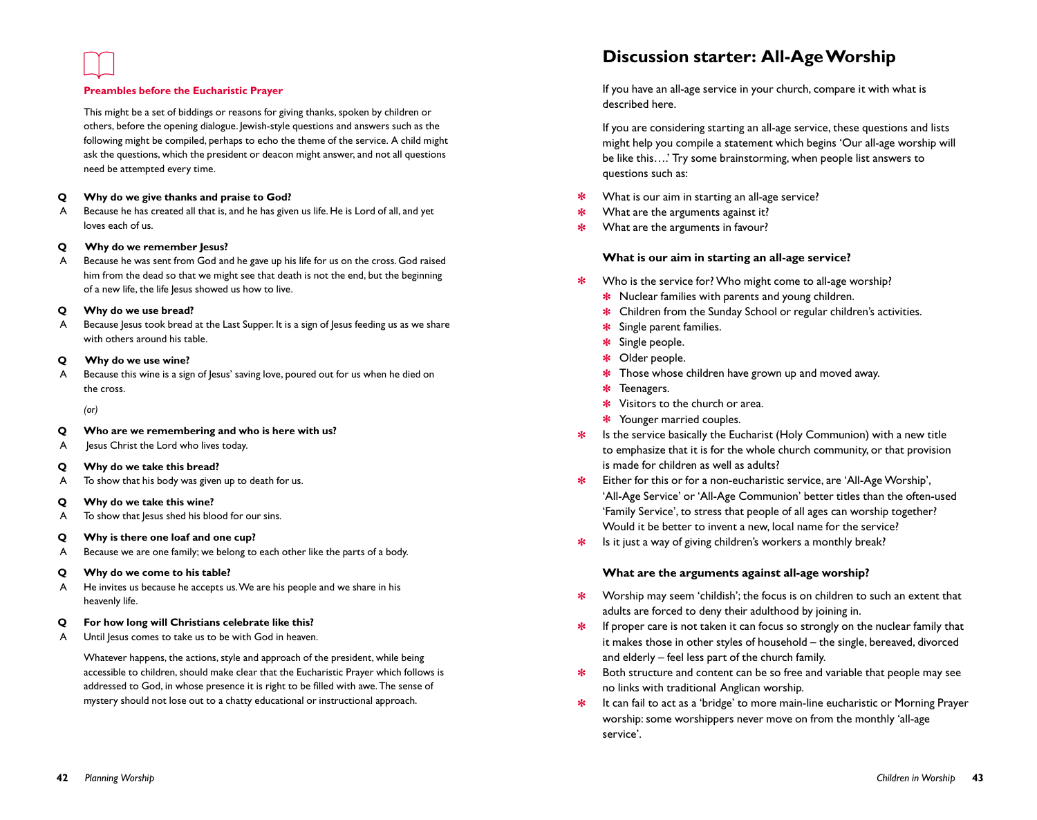### Preambles before the Eucharistic Prayer

This might be a set of biddings or reasons for giving thanks, spoken by children or others, before the opening dialogue. Jewish-style questions and answers such as the following might be compiled, perhaps to echo the theme of the service. A child might ask the questions, which the president or deacon might answer, and not all questions need be attempted every time.

**Q Why do we give thanks and praise to God?**
A Because he has created all that is, and he has given us life. He is Lord of all, and yet loves each of us.

**Q Why do we remember Jesus?**
A Because he was sent from God and he gave up his life for us on the cross. God raised him from the dead so that we might see that death is not the end, but the beginning of a new life, the life Jesus showed us how to live.

**Q Why do we use bread?**
A Because Jesus took bread at the Last Supper. It is a sign of Jesus feeding us as we share with others around his table.

**Q Why do we use wine?**
A Because this wine is a sign of Jesus' saving love, poured out for us when he died on the cross.

*(or)*

**Q Who are we remembering and who is here with us?**
A Jesus Christ the Lord who lives today.

**Q Why do we take this bread?**
A To show that his body was given up to death for us.

**Q Why do we take this wine?**
A To show that Jesus shed his blood for our sins.

**Q Why is there one loaf and one cup?**
A Because we are one family; we belong to each other like the parts of a body.

**Q Why do we come to his table?**
A He invites us because he accepts us. We are his people and we share in his heavenly life.

**Q For how long will Christians celebrate like this?**
A Until Jesus comes to take us to be with God in heaven.

Whatever happens, the actions, style and approach of the president, while being accessible to children, should make clear that the Eucharistic Prayer which follows is addressed to God, in whose presence it is right to be filled with awe. The sense of mystery should not lose out to a chatty educational or instructional approach.

## Discussion starter: All-Age Worship

If you have an all-age service in your church, compare it with what is described here.

If you are considering starting an all-age service, these questions and lists might help you compile a statement which begins 'Our all-age worship will be like this….' Try some brainstorming, when people list answers to questions such as:

- What is our aim in starting an all-age service?
- What are the arguments against it?
- What are the arguments in favour?

### What is our aim in starting an all-age service?

- Who is the service for? Who might come to all-age worship?
  - Nuclear families with parents and young children.
  - Children from the Sunday School or regular children's activities.
  - Single parent families.
  - Single people.
  - Older people.
  - Those whose children have grown up and moved away.
  - Teenagers.
  - Visitors to the church or area.
  - Younger married couples.
- Is the service basically the Eucharist (Holy Communion) with a new title to emphasize that it is for the whole church community, or that provision is made for children as well as adults?
- Either for this or for a non-eucharistic service, are 'All-Age Worship', 'All-Age Service' or 'All-Age Communion' better titles than the often-used 'Family Service', to stress that people of all ages can worship together? Would it be better to invent a new, local name for the service?
- Is it just a way of giving children's workers a monthly break?

### What are the arguments against all-age worship?

- Worship may seem 'childish'; the focus is on children to such an extent that adults are forced to deny their adulthood by joining in.
- If proper care is not taken it can focus so strongly on the nuclear family that it makes those in other styles of household – the single, bereaved, divorced and elderly – feel less part of the church family.
- Both structure and content can be so free and variable that people may see no links with traditional Anglican worship.
- It can fail to act as a 'bridge' to more main-line eucharistic or Morning Prayer worship: some worshippers never move on from the monthly 'all-age service'.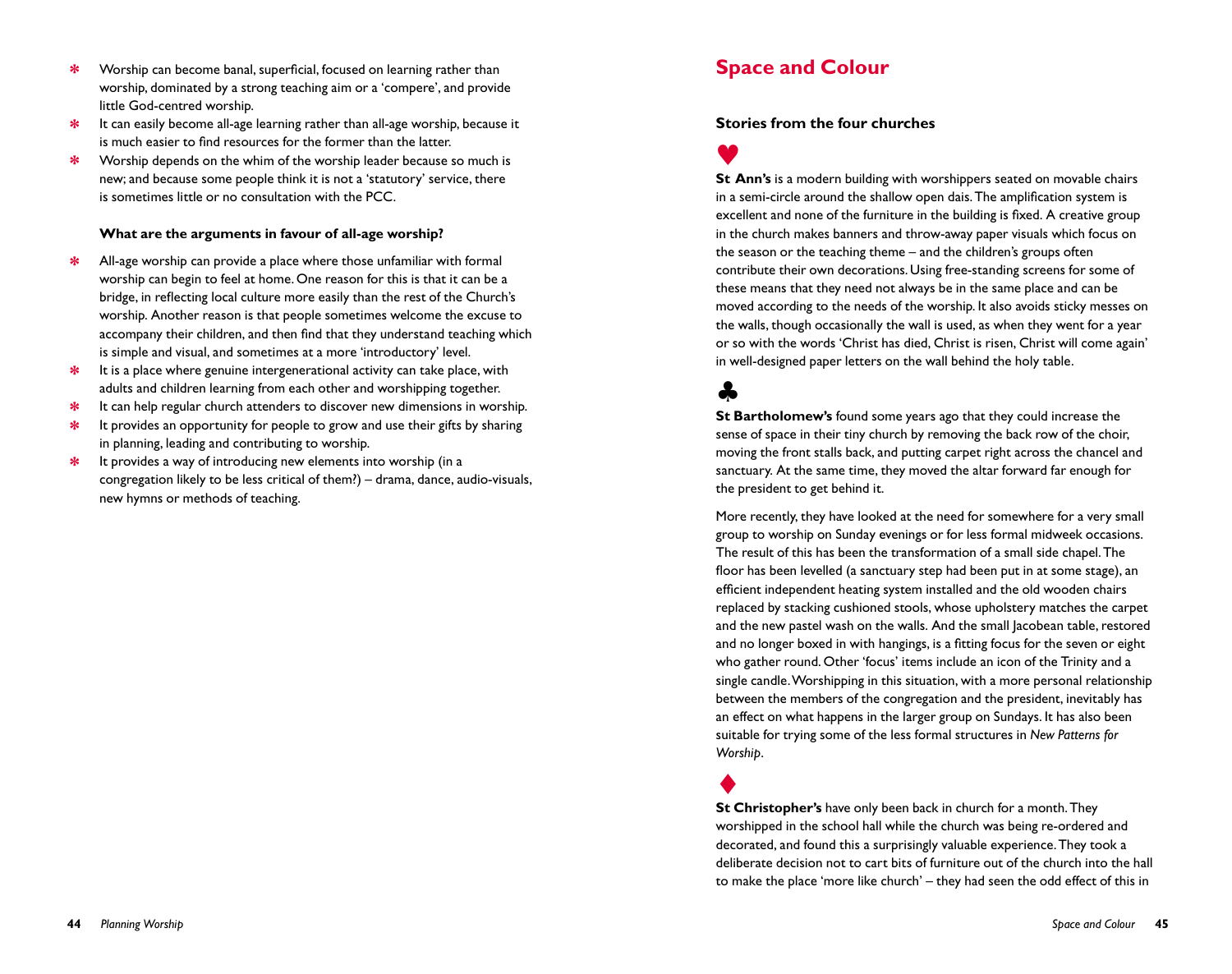- Worship can become banal, superficial, focused on learning rather than worship, dominated by a strong teaching aim or a 'compere', and provide little God-centred worship.
- It can easily become all-age learning rather than all-age worship, because it is much easier to find resources for the former than the latter.
- Worship depends on the whim of the worship leader because so much is new; and because some people think it is not a 'statutory' service, there is sometimes little or no consultation with the PCC.

**What are the arguments in favour of all-age worship?**

- All-age worship can provide a place where those unfamiliar with formal worship can begin to feel at home. One reason for this is that it can be a bridge, in reflecting local culture more easily than the rest of the Church's worship. Another reason is that people sometimes welcome the excuse to accompany their children, and then find that they understand teaching which is simple and visual, and sometimes at a more 'introductory' level.
- It is a place where genuine intergenerational activity can take place, with adults and children learning from each other and worshipping together.
- It can help regular church attenders to discover new dimensions in worship.
- It provides an opportunity for people to grow and use their gifts by sharing in planning, leading and contributing to worship.
- It provides a way of introducing new elements into worship (in a congregation likely to be less critical of them?) – drama, dance, audio-visuals, new hymns or methods of teaching.

# Space and Colour

### Stories from the four churches

♥

**St Ann's** is a modern building with worshippers seated on movable chairs in a semi-circle around the shallow open dais. The amplification system is excellent and none of the furniture in the building is fixed. A creative group in the church makes banners and throw-away paper visuals which focus on the season or the teaching theme – and the children's groups often contribute their own decorations. Using free-standing screens for some of these means that they need not always be in the same place and can be moved according to the needs of the worship. It also avoids sticky messes on the walls, though occasionally the wall is used, as when they went for a year or so with the words 'Christ has died, Christ is risen, Christ will come again' in well-designed paper letters on the wall behind the holy table.

♣

**St Bartholomew's** found some years ago that they could increase the sense of space in their tiny church by removing the back row of the choir, moving the front stalls back, and putting carpet right across the chancel and sanctuary. At the same time, they moved the altar forward far enough for the president to get behind it.

More recently, they have looked at the need for somewhere for a very small group to worship on Sunday evenings or for less formal midweek occasions. The result of this has been the transformation of a small side chapel. The floor has been levelled (a sanctuary step had been put in at some stage), an efficient independent heating system installed and the old wooden chairs replaced by stacking cushioned stools, whose upholstery matches the carpet and the new pastel wash on the walls. And the small Jacobean table, restored and no longer boxed in with hangings, is a fitting focus for the seven or eight who gather round. Other 'focus' items include an icon of the Trinity and a single candle. Worshipping in this situation, with a more personal relationship between the members of the congregation and the president, inevitably has an effect on what happens in the larger group on Sundays. It has also been suitable for trying some of the less formal structures in *New Patterns for Worship*.

♦

**St Christopher's** have only been back in church for a month. They worshipped in the school hall while the church was being re-ordered and decorated, and found this a surprisingly valuable experience. They took a deliberate decision not to cart bits of furniture out of the church into the hall to make the place 'more like church' – they had seen the odd effect of this in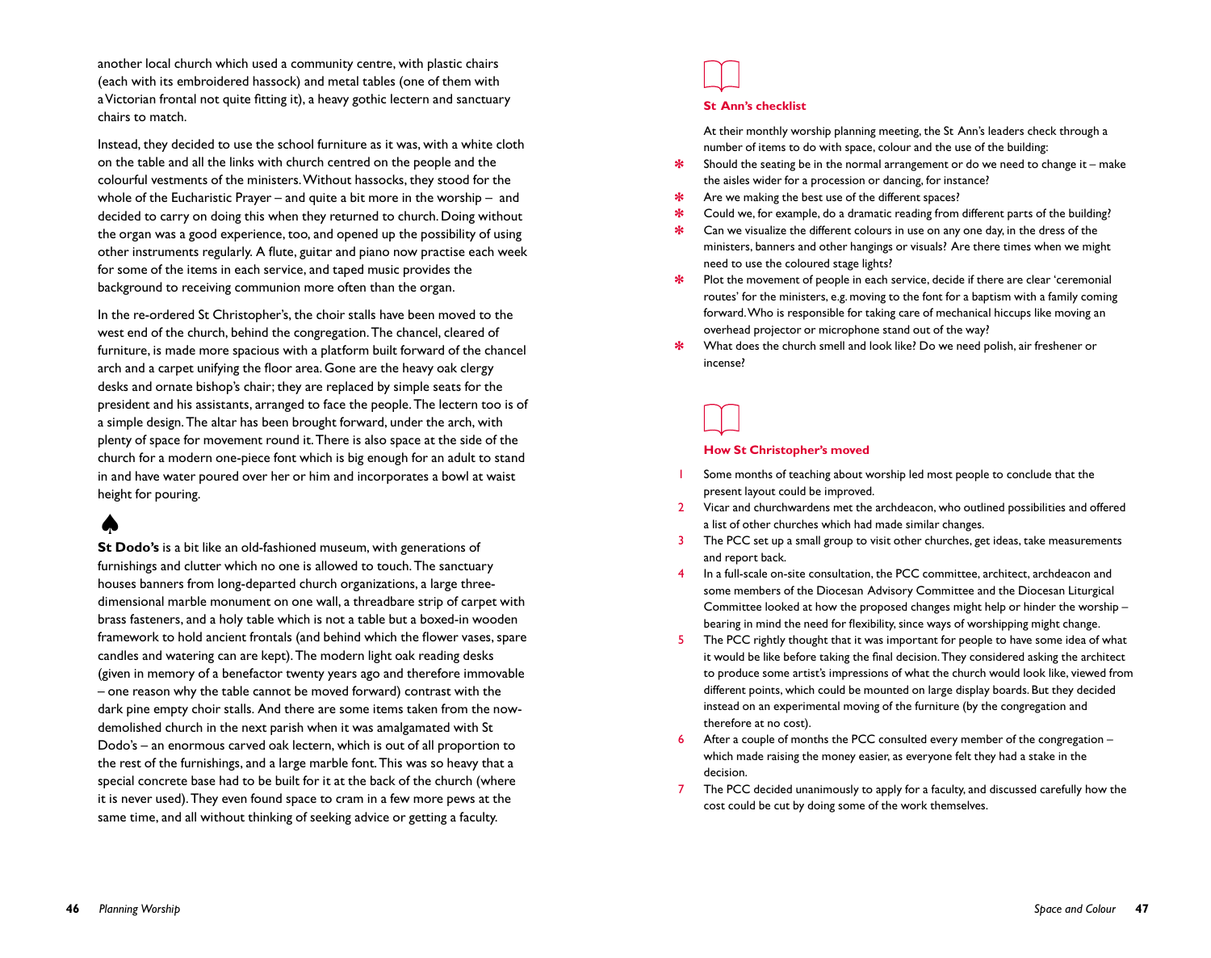another local church which used a community centre, with plastic chairs (each with its embroidered hassock) and metal tables (one of them with a Victorian frontal not quite fitting it), a heavy gothic lectern and sanctuary chairs to match.

Instead, they decided to use the school furniture as it was, with a white cloth on the table and all the links with church centred on the people and the colourful vestments of the ministers. Without hassocks, they stood for the whole of the Eucharistic Prayer – and quite a bit more in the worship – and decided to carry on doing this when they returned to church. Doing without the organ was a good experience, too, and opened up the possibility of using other instruments regularly. A flute, guitar and piano now practise each week for some of the items in each service, and taped music provides the background to receiving communion more often than the organ.

In the re-ordered St Christopher's, the choir stalls have been moved to the west end of the church, behind the congregation. The chancel, cleared of furniture, is made more spacious with a platform built forward of the chancel arch and a carpet unifying the floor area. Gone are the heavy oak clergy desks and ornate bishop's chair; they are replaced by simple seats for the president and his assistants, arranged to face the people. The lectern too is of a simple design. The altar has been brought forward, under the arch, with plenty of space for movement round it. There is also space at the side of the church for a modern one-piece font which is big enough for an adult to stand in and have water poured over her or him and incorporates a bowl at waist height for pouring.

♠

**St Dodo's** is a bit like an old-fashioned museum, with generations of furnishings and clutter which no one is allowed to touch. The sanctuary houses banners from long-departed church organizations, a large three-dimensional marble monument on one wall, a threadbare strip of carpet with brass fasteners, and a holy table which is not a table but a boxed-in wooden framework to hold ancient frontals (and behind which the flower vases, spare candles and watering can are kept). The modern light oak reading desks (given in memory of a benefactor twenty years ago and therefore immovable – one reason why the table cannot be moved forward) contrast with the dark pine empty choir stalls. And there are some items taken from the now-demolished church in the next parish when it was amalgamated with St Dodo's – an enormous carved oak lectern, which is out of all proportion to the rest of the furnishings, and a large marble font. This was so heavy that a special concrete base had to be built for it at the back of the church (where it is never used). They even found space to cram in a few more pews at the same time, and all without thinking of seeking advice or getting a faculty.

### St Ann's checklist

At their monthly worship planning meeting, the St Ann's leaders check through a number of items to do with space, colour and the use of the building:

* Should the seating be in the normal arrangement or do we need to change it – make the aisles wider for a procession or dancing, for instance?
* Are we making the best use of the different spaces?
* Could we, for example, do a dramatic reading from different parts of the building?
* Can we visualize the different colours in use on any one day, in the dress of the ministers, banners and other hangings or visuals? Are there times when we might need to use the coloured stage lights?
* Plot the movement of people in each service, decide if there are clear 'ceremonial routes' for the ministers, e.g. moving to the font for a baptism with a family coming forward. Who is responsible for taking care of mechanical hiccups like moving an overhead projector or microphone stand out of the way?
* What does the church smell and look like? Do we need polish, air freshener or incense?

### How St Christopher's moved

1. Some months of teaching about worship led most people to conclude that the present layout could be improved.
2. Vicar and churchwardens met the archdeacon, who outlined possibilities and offered a list of other churches which had made similar changes.
3. The PCC set up a small group to visit other churches, get ideas, take measurements and report back.
4. In a full-scale on-site consultation, the PCC committee, architect, archdeacon and some members of the Diocesan Advisory Committee and the Diocesan Liturgical Committee looked at how the proposed changes might help or hinder the worship – bearing in mind the need for flexibility, since ways of worshipping might change.
5. The PCC rightly thought that it was important for people to have some idea of what it would be like before taking the final decision. They considered asking the architect to produce some artist's impressions of what the church would look like, viewed from different points, which could be mounted on large display boards. But they decided instead on an experimental moving of the furniture (by the congregation and therefore at no cost).
6. After a couple of months the PCC consulted every member of the congregation – which made raising the money easier, as everyone felt they had a stake in the decision.
7. The PCC decided unanimously to apply for a faculty, and discussed carefully how the cost could be cut by doing some of the work themselves.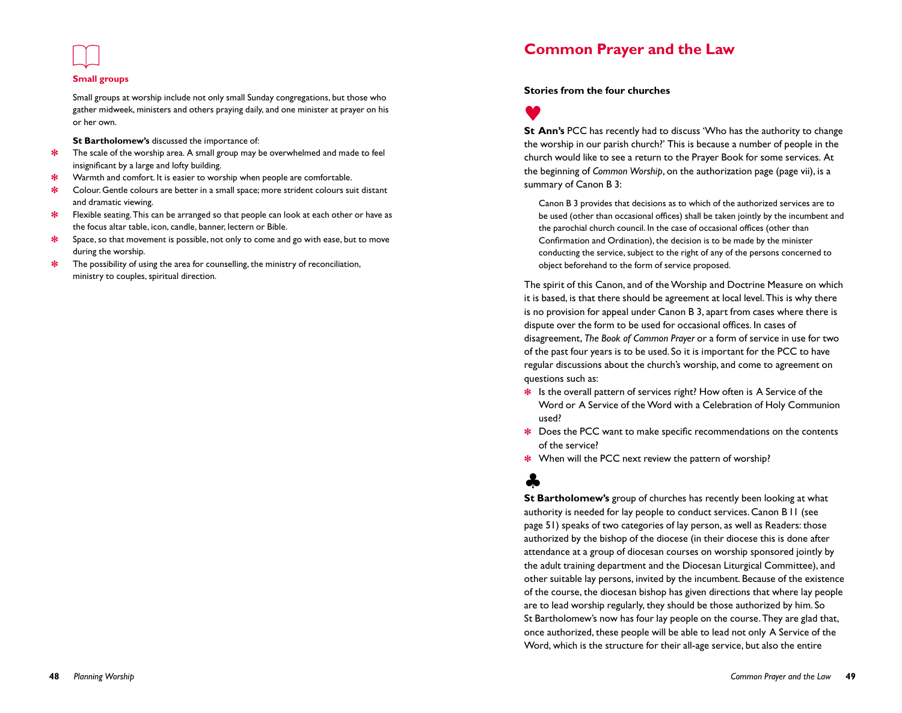### Small groups

Small groups at worship include not only small Sunday congregations, but those who gather midweek, ministers and others praying daily, and one minister at prayer on his or her own.

**St Bartholomew's** discussed the importance of:

- The scale of the worship area. A small group may be overwhelmed and made to feel insignificant by a large and lofty building.
- Warmth and comfort. It is easier to worship when people are comfortable.
- Colour. Gentle colours are better in a small space; more strident colours suit distant and dramatic viewing.
- Flexible seating. This can be arranged so that people can look at each other or have as the focus altar table, icon, candle, banner, lectern or Bible.
- Space, so that movement is possible, not only to come and go with ease, but to move during the worship.
- The possibility of using the area for counselling, the ministry of reconciliation, ministry to couples, spiritual direction.

# Common Prayer and the Law

**Stories from the four churches**

♥

**St Ann's** PCC has recently had to discuss 'Who has the authority to change the worship in our parish church?' This is because a number of people in the church would like to see a return to the Prayer Book for some services. At the beginning of *Common Worship*, on the authorization page (page vii), is a summary of Canon B 3:

> Canon B 3 provides that decisions as to which of the authorized services are to be used (other than occasional offices) shall be taken jointly by the incumbent and the parochial church council. In the case of occasional offices (other than Confirmation and Ordination), the decision is to be made by the minister conducting the service, subject to the right of any of the persons concerned to object beforehand to the form of service proposed.

The spirit of this Canon, and of the Worship and Doctrine Measure on which it is based, is that there should be agreement at local level. This is why there is no provision for appeal under Canon B 3, apart from cases where there is dispute over the form to be used for occasional offices. In cases of disagreement, *The Book of Common Prayer* or a form of service in use for two of the past four years is to be used. So it is important for the PCC to have regular discussions about the church's worship, and come to agreement on questions such as:

- Is the overall pattern of services right? How often is A Service of the Word or A Service of the Word with a Celebration of Holy Communion used?
- Does the PCC want to make specific recommendations on the contents of the service?
- When will the PCC next review the pattern of worship?

♣

**St Bartholomew's** group of churches has recently been looking at what authority is needed for lay people to conduct services. Canon B 11 (see page 51) speaks of two categories of lay person, as well as Readers: those authorized by the bishop of the diocese (in their diocese this is done after attendance at a group of diocesan courses on worship sponsored jointly by the adult training department and the Diocesan Liturgical Committee), and other suitable lay persons, invited by the incumbent. Because of the existence of the course, the diocesan bishop has given directions that where lay people are to lead worship regularly, they should be those authorized by him. So St Bartholomew's now has four lay people on the course. They are glad that, once authorized, these people will be able to lead not only A Service of the Word, which is the structure for their all-age service, but also the entire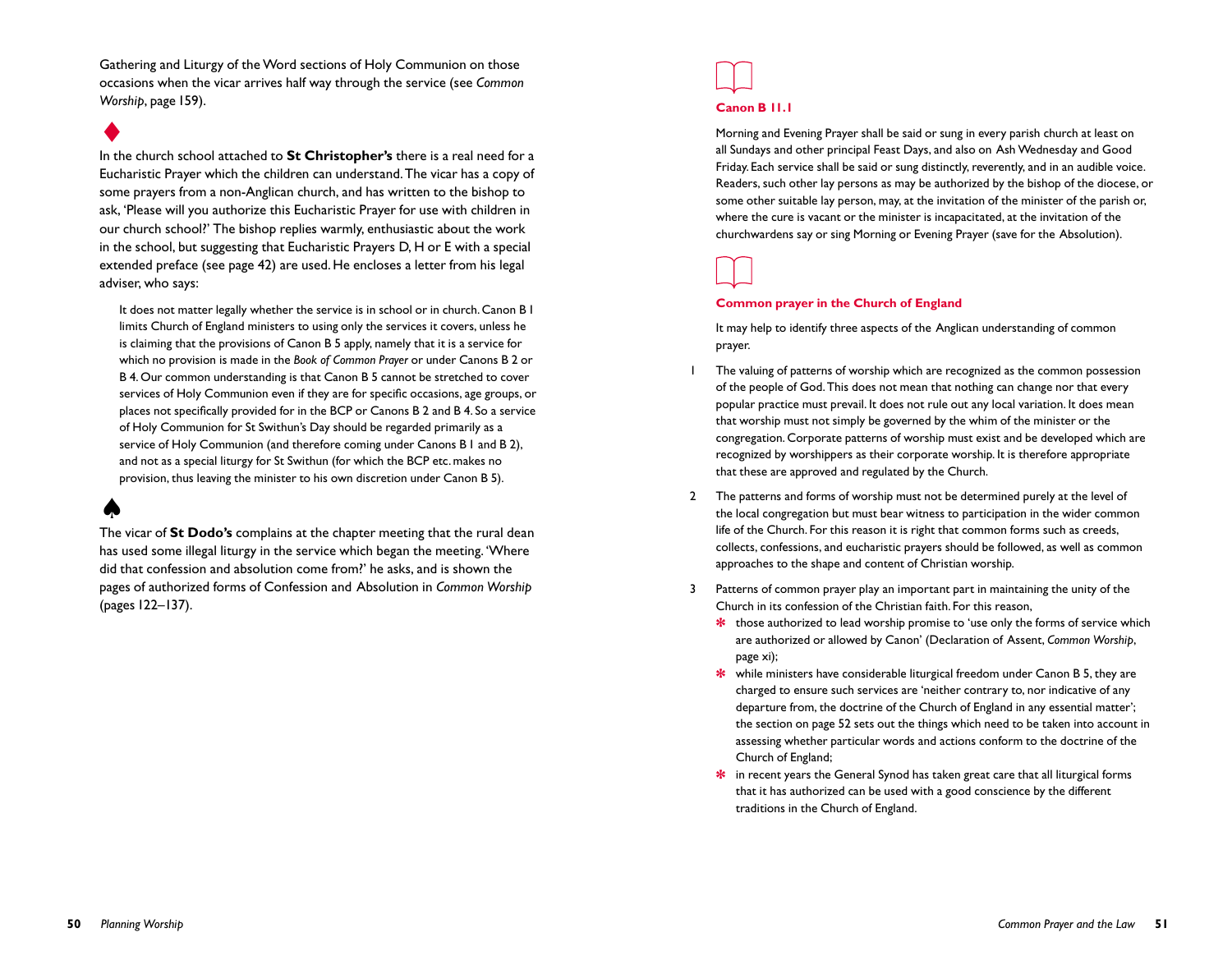Gathering and Liturgy of the Word sections of Holy Communion on those occasions when the vicar arrives half way through the service (see *Common Worship*, page 159).

♦

In the church school attached to **St Christopher's** there is a real need for a Eucharistic Prayer which the children can understand. The vicar has a copy of some prayers from a non-Anglican church, and has written to the bishop to ask, 'Please will you authorize this Eucharistic Prayer for use with children in our church school?' The bishop replies warmly, enthusiastic about the work in the school, but suggesting that Eucharistic Prayers D, H or E with a special extended preface (see page 42) are used. He encloses a letter from his legal adviser, who says:

> It does not matter legally whether the service is in school or in church. Canon B 1 limits Church of England ministers to using only the services it covers, unless he is claiming that the provisions of Canon B 5 apply, namely that it is a service for which no provision is made in the *Book of Common Prayer* or under Canons B 2 or B 4. Our common understanding is that Canon B 5 cannot be stretched to cover services of Holy Communion even if they are for specific occasions, age groups, or places not specifically provided for in the BCP or Canons B 2 and B 4. So a service of Holy Communion for St Swithun's Day should be regarded primarily as a service of Holy Communion (and therefore coming under Canons B 1 and B 2), and not as a special liturgy for St Swithun (for which the BCP etc. makes no provision, thus leaving the minister to his own discretion under Canon B 5).

♠

The vicar of **St Dodo's** complains at the chapter meeting that the rural dean has used some illegal liturgy in the service which began the meeting. 'Where did that confession and absolution come from?' he asks, and is shown the pages of authorized forms of Confession and Absolution in *Common Worship* (pages 122–137).

### Canon B 11.1

Morning and Evening Prayer shall be said or sung in every parish church at least on all Sundays and other principal Feast Days, and also on Ash Wednesday and Good Friday. Each service shall be said or sung distinctly, reverently, and in an audible voice. Readers, such other lay persons as may be authorized by the bishop of the diocese, or some other suitable lay person, may, at the invitation of the minister of the parish or, where the cure is vacant or the minister is incapacitated, at the invitation of the churchwardens say or sing Morning or Evening Prayer (save for the Absolution).

### Common prayer in the Church of England

It may help to identify three aspects of the Anglican understanding of common prayer.

1. The valuing of patterns of worship which are recognized as the common possession of the people of God. This does not mean that nothing can change nor that every popular practice must prevail. It does not rule out any local variation. It does mean that worship must not simply be governed by the whim of the minister or the congregation. Corporate patterns of worship must exist and be developed which are recognized by worshippers as their corporate worship. It is therefore appropriate that these are approved and regulated by the Church.
2. The patterns and forms of worship must not be determined purely at the level of the local congregation but must bear witness to participation in the wider common life of the Church. For this reason it is right that common forms such as creeds, collects, confessions, and eucharistic prayers should be followed, as well as common approaches to the shape and content of Christian worship.
3. Patterns of common prayer play an important part in maintaining the unity of the Church in its confession of the Christian faith. For this reason,
   - those authorized to lead worship promise to 'use only the forms of service which are authorized or allowed by Canon' (Declaration of Assent, *Common Worship*, page xi);
   - while ministers have considerable liturgical freedom under Canon B 5, they are charged to ensure such services are 'neither contrary to, nor indicative of any departure from, the doctrine of the Church of England in any essential matter'; the section on page 52 sets out the things which need to be taken into account in assessing whether particular words and actions conform to the doctrine of the Church of England;
   - in recent years the General Synod has taken great care that all liturgical forms that it has authorized can be used with a good conscience by the different traditions in the Church of England.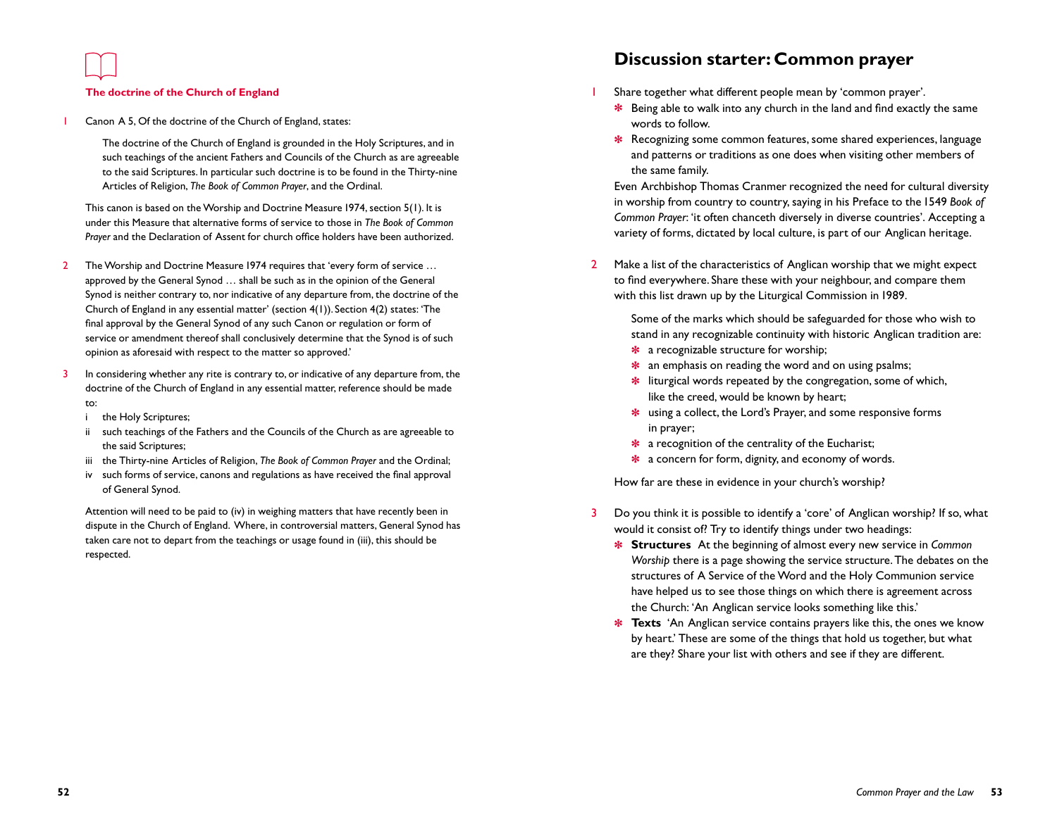### The doctrine of the Church of England

1 Canon A 5, Of the doctrine of the Church of England, states:

> The doctrine of the Church of England is grounded in the Holy Scriptures, and in such teachings of the ancient Fathers and Councils of the Church as are agreeable to the said Scriptures. In particular such doctrine is to be found in the Thirty-nine Articles of Religion, *The Book of Common Prayer*, and the Ordinal.

This canon is based on the Worship and Doctrine Measure 1974, section 5(1). It is under this Measure that alternative forms of service to those in *The Book of Common Prayer* and the Declaration of Assent for church office holders have been authorized.

2 The Worship and Doctrine Measure 1974 requires that 'every form of service … approved by the General Synod … shall be such as in the opinion of the General Synod is neither contrary to, nor indicative of any departure from, the doctrine of the Church of England in any essential matter' (section 4(1)). Section 4(2) states: 'The final approval by the General Synod of any such Canon or regulation or form of service or amendment thereof shall conclusively determine that the Synod is of such opinion as aforesaid with respect to the matter so approved.'

3 In considering whether any rite is contrary to, or indicative of any departure from, the doctrine of the Church of England in any essential matter, reference should be made to:

i the Holy Scriptures;
ii such teachings of the Fathers and the Councils of the Church as are agreeable to the said Scriptures;
iii the Thirty-nine Articles of Religion, *The Book of Common Prayer* and the Ordinal;
iv such forms of service, canons and regulations as have received the final approval of General Synod.

Attention will need to be paid to (iv) in weighing matters that have recently been in dispute in the Church of England. Where, in controversial matters, General Synod has taken care not to depart from the teachings or usage found in (iii), this should be respected.

## Discussion starter: Common prayer

1 Share together what different people mean by 'common prayer'.

- Being able to walk into any church in the land and find exactly the same words to follow.
- Recognizing some common features, some shared experiences, language and patterns or traditions as one does when visiting other members of the same family.

Even Archbishop Thomas Cranmer recognized the need for cultural diversity in worship from country to country, saying in his Preface to the 1549 *Book of Common Prayer*: 'it often chanceth diversely in diverse countries'. Accepting a variety of forms, dictated by local culture, is part of our Anglican heritage.

2 Make a list of the characteristics of Anglican worship that we might expect to find everywhere. Share these with your neighbour, and compare them with this list drawn up by the Liturgical Commission in 1989.

> Some of the marks which should be safeguarded for those who wish to stand in any recognizable continuity with historic Anglican tradition are:
>
> - a recognizable structure for worship;
> - an emphasis on reading the word and on using psalms;
> - liturgical words repeated by the congregation, some of which, like the creed, would be known by heart;
> - using a collect, the Lord's Prayer, and some responsive forms in prayer;
> - a recognition of the centrality of the Eucharist;
> - a concern for form, dignity, and economy of words.

How far are these in evidence in your church's worship?

3 Do you think it is possible to identify a 'core' of Anglican worship? If so, what would it consist of? Try to identify things under two headings:

- **Structures** At the beginning of almost every new service in *Common Worship* there is a page showing the service structure. The debates on the structures of A Service of the Word and the Holy Communion service have helped us to see those things on which there is agreement across the Church: 'An Anglican service looks something like this.'
- **Texts** 'An Anglican service contains prayers like this, the ones we know by heart.' These are some of the things that hold us together, but what are they? Share your list with others and see if they are different.